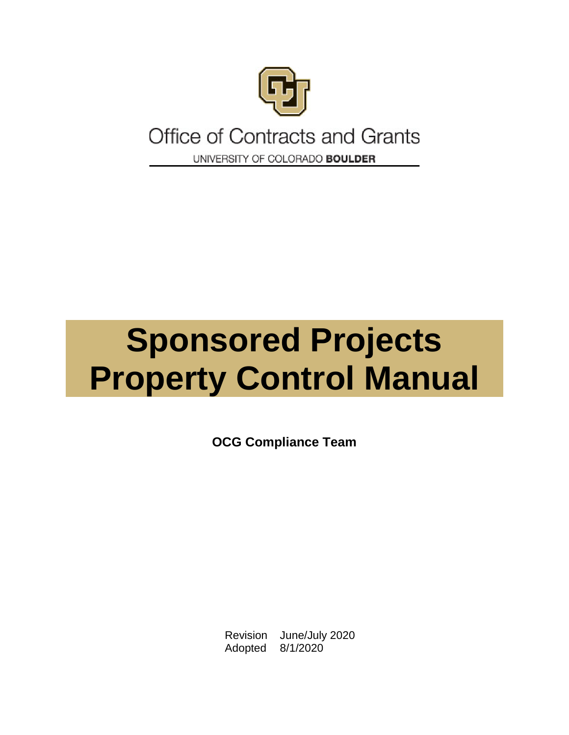Office of Contracts and Grants

UNIVERSITY OF COLORADO **BOULDER**

# Sponsored Projects Property Control Manual

**OCG Compliance Team**

Revision June/July 2020
Adopted 8/1/2020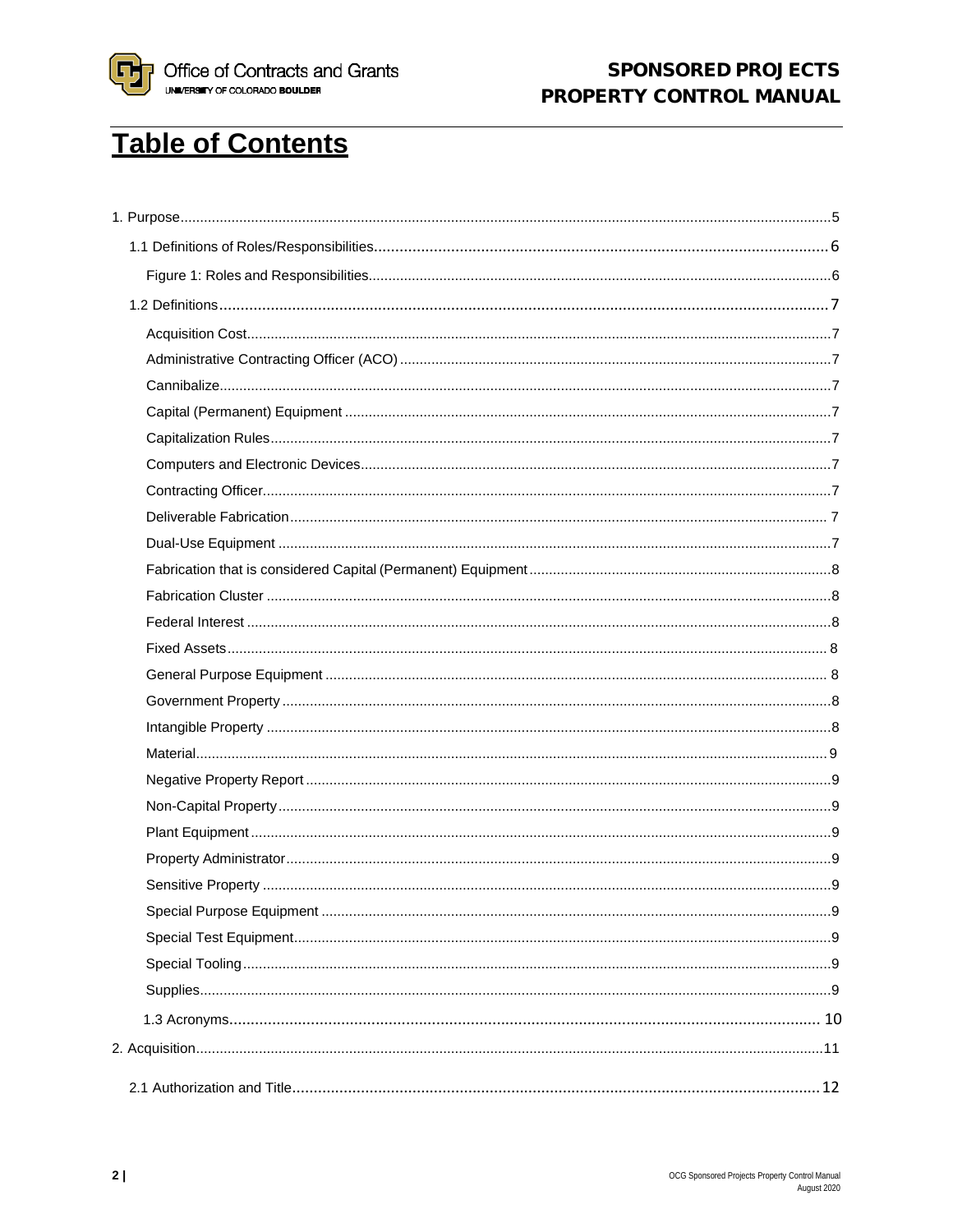# Table of Contents

1. Purpose....................5

- 1.1 Definitions of Roles/Responsibilities....................6
  - Figure 1: Roles and Responsibilities....................6
- 1.2 Definitions....................7
  - Acquisition Cost....................7
  - Administrative Contracting Officer (ACO)....................7
  - Cannibalize....................7
  - Capital (Permanent) Equipment....................7
  - Capitalization Rules....................7
  - Computers and Electronic Devices....................7
  - Contracting Officer....................7
  - Deliverable Fabrication....................7
  - Dual-Use Equipment....................7
  - Fabrication that is considered Capital (Permanent) Equipment....................8
  - Fabrication Cluster....................8
  - Federal Interest....................8
  - Fixed Assets....................8
  - General Purpose Equipment....................8
  - Government Property....................8
  - Intangible Property....................8
  - Material....................9
  - Negative Property Report....................9
  - Non-Capital Property....................9
  - Plant Equipment....................9
  - Property Administrator....................9
  - Sensitive Property....................9
  - Special Purpose Equipment....................9
  - Special Test Equipment....................9
  - Special Tooling....................9
  - Supplies....................9
- 1.3 Acronyms....................10

2. Acquisition....................11

- 2.1 Authorization and Title....................12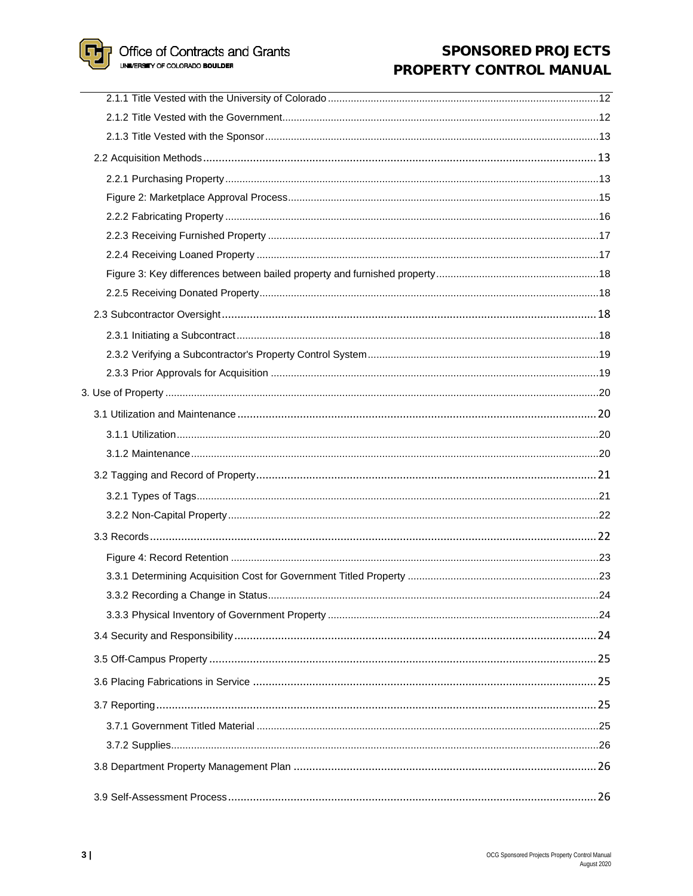- 2.1.1 Title Vested with the University of Colorado ..... 12
- 2.1.2 Title Vested with the Government ..... 12
- 2.1.3 Title Vested with the Sponsor ..... 13
- 2.2 Acquisition Methods ..... 13
  - 2.2.1 Purchasing Property ..... 13
  - Figure 2: Marketplace Approval Process ..... 15
  - 2.2.2 Fabricating Property ..... 16
  - 2.2.3 Receiving Furnished Property ..... 17
  - 2.2.4 Receiving Loaned Property ..... 17
  - Figure 3: Key differences between bailed property and furnished property ..... 18
  - 2.2.5 Receiving Donated Property ..... 18
- 2.3 Subcontractor Oversight ..... 18
  - 2.3.1 Initiating a Subcontract ..... 18
  - 2.3.2 Verifying a Subcontractor's Property Control System ..... 19
  - 2.3.3 Prior Approvals for Acquisition ..... 19
- 3. Use of Property ..... 20
  - 3.1 Utilization and Maintenance ..... 20
    - 3.1.1 Utilization ..... 20
    - 3.1.2 Maintenance ..... 20
  - 3.2 Tagging and Record of Property ..... 21
    - 3.2.1 Types of Tags ..... 21
    - 3.2.2 Non-Capital Property ..... 22
  - 3.3 Records ..... 22
    - Figure 4: Record Retention ..... 23
    - 3.3.1 Determining Acquisition Cost for Government Titled Property ..... 23
    - 3.3.2 Recording a Change in Status ..... 24
    - 3.3.3 Physical Inventory of Government Property ..... 24
  - 3.4 Security and Responsibility ..... 24
  - 3.5 Off-Campus Property ..... 25
  - 3.6 Placing Fabrications in Service ..... 25
  - 3.7 Reporting ..... 25
    - 3.7.1 Government Titled Material ..... 25
    - 3.7.2 Supplies ..... 26
  - 3.8 Department Property Management Plan ..... 26
  - 3.9 Self-Assessment Process ..... 26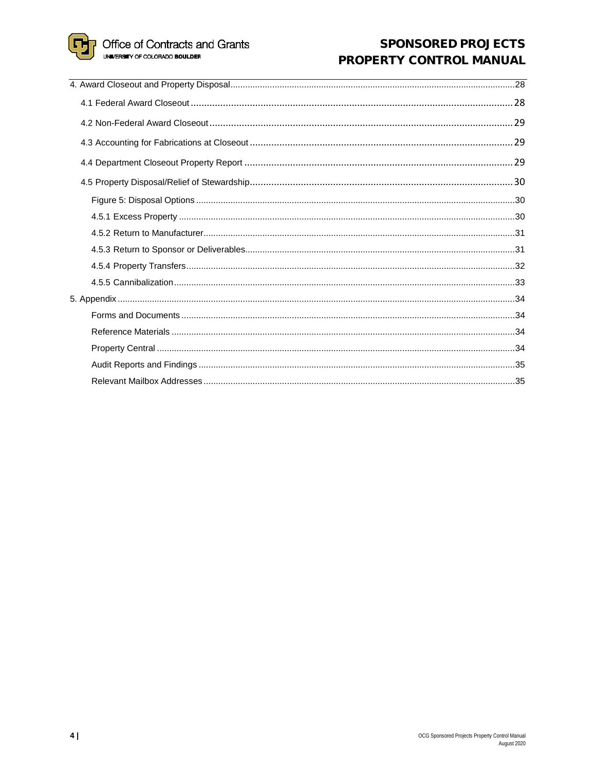4. Award Closeout and Property Disposal ..... 28

- 4.1 Federal Award Closeout ..... 28
- 4.2 Non-Federal Award Closeout ..... 29
- 4.3 Accounting for Fabrications at Closeout ..... 29
- 4.4 Department Closeout Property Report ..... 29
- 4.5 Property Disposal/Relief of Stewardship ..... 30
  - Figure 5: Disposal Options ..... 30
  - 4.5.1 Excess Property ..... 30
  - 4.5.2 Return to Manufacturer ..... 31
  - 4.5.3 Return to Sponsor or Deliverables ..... 31
  - 4.5.4 Property Transfers ..... 32
  - 4.5.5 Cannibalization ..... 33

5. Appendix ..... 34

- Forms and Documents ..... 34
- Reference Materials ..... 34
- Property Central ..... 34
- Audit Reports and Findings ..... 35
- Relevant Mailbox Addresses ..... 35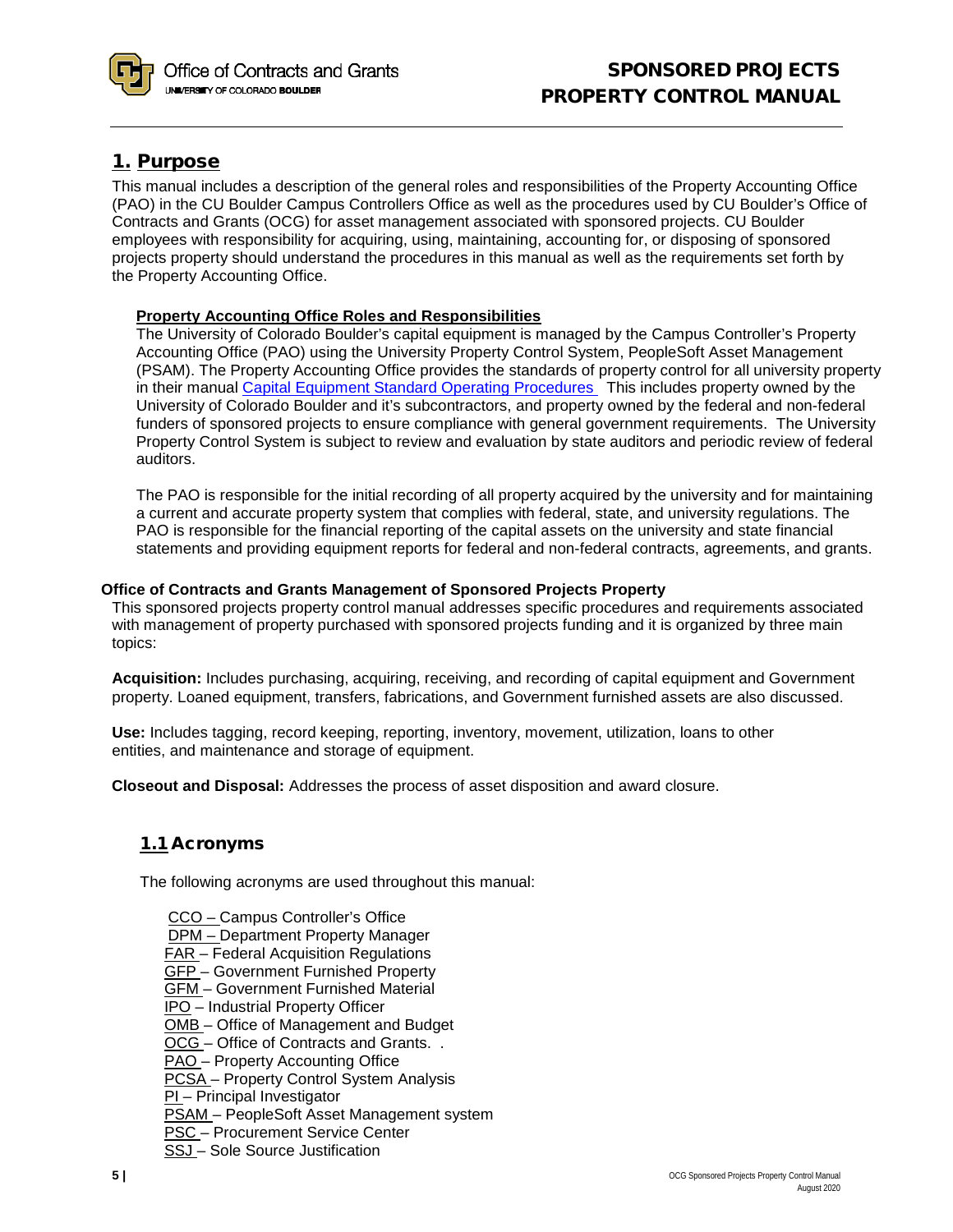## 1. Purpose

This manual includes a description of the general roles and responsibilities of the Property Accounting Office (PAO) in the CU Boulder Campus Controllers Office as well as the procedures used by CU Boulder's Office of Contracts and Grants (OCG) for asset management associated with sponsored projects. CU Boulder employees with responsibility for acquiring, using, maintaining, accounting for, or disposing of sponsored projects property should understand the procedures in this manual as well as the requirements set forth by the Property Accounting Office.

**Property Accounting Office Roles and Responsibilities**

The University of Colorado Boulder's capital equipment is managed by the Campus Controller's Property Accounting Office (PAO) using the University Property Control System, PeopleSoft Asset Management (PSAM). The Property Accounting Office provides the standards of property control for all university property in their manual Capital Equipment Standard Operating Procedures This includes property owned by the University of Colorado Boulder and it's subcontractors, and property owned by the federal and non-federal funders of sponsored projects to ensure compliance with general government requirements. The University Property Control System is subject to review and evaluation by state auditors and periodic review of federal auditors.

The PAO is responsible for the initial recording of all property acquired by the university and for maintaining a current and accurate property system that complies with federal, state, and university regulations. The PAO is responsible for the financial reporting of the capital assets on the university and state financial statements and providing equipment reports for federal and non-federal contracts, agreements, and grants.

**Office of Contracts and Grants Management of Sponsored Projects Property**

This sponsored projects property control manual addresses specific procedures and requirements associated with management of property purchased with sponsored projects funding and it is organized by three main topics:

**Acquisition:** Includes purchasing, acquiring, receiving, and recording of capital equipment and Government property. Loaned equipment, transfers, fabrications, and Government furnished assets are also discussed.

**Use:** Includes tagging, record keeping, reporting, inventory, movement, utilization, loans to other entities, and maintenance and storage of equipment.

**Closeout and Disposal:** Addresses the process of asset disposition and award closure.

### 1.1 Acronyms

The following acronyms are used throughout this manual:

- CCO – Campus Controller's Office
- DPM – Department Property Manager
- FAR – Federal Acquisition Regulations
- GFP – Government Furnished Property
- GFM – Government Furnished Material
- IPO – Industrial Property Officer
- OMB – Office of Management and Budget
- OCG – Office of Contracts and Grants. .
- PAO – Property Accounting Office
- PCSA – Property Control System Analysis
- PI – Principal Investigator
- PSAM – PeopleSoft Asset Management system
- PSC – Procurement Service Center
- SSJ – Sole Source Justification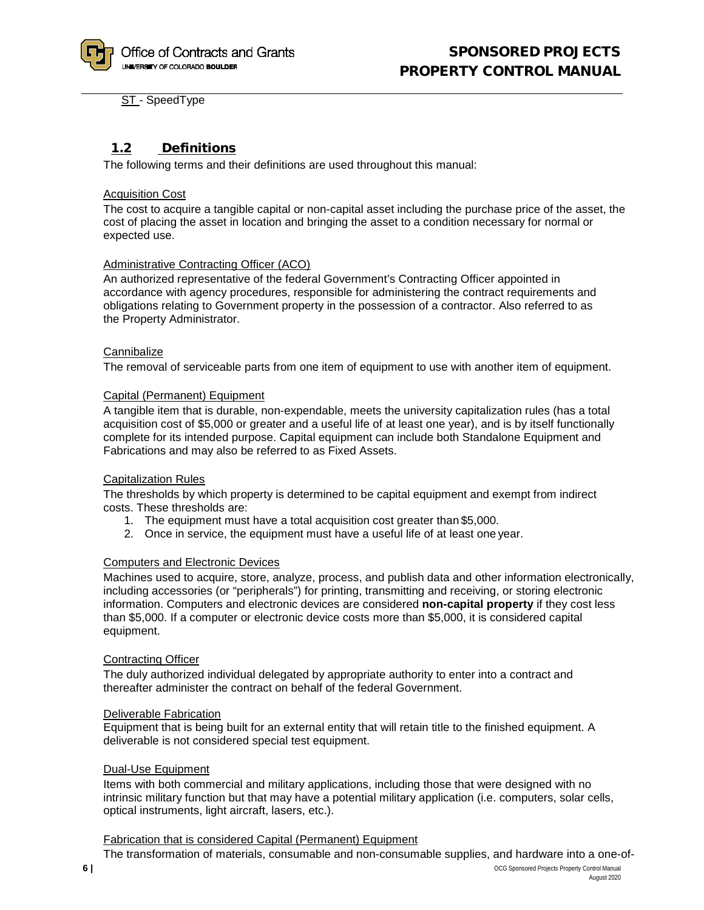ST - SpeedType

## 1.2 Definitions

The following terms and their definitions are used throughout this manual:

Acquisition Cost

The cost to acquire a tangible capital or non-capital asset including the purchase price of the asset, the cost of placing the asset in location and bringing the asset to a condition necessary for normal or expected use.

Administrative Contracting Officer (ACO)

An authorized representative of the federal Government's Contracting Officer appointed in accordance with agency procedures, responsible for administering the contract requirements and obligations relating to Government property in the possession of a contractor. Also referred to as the Property Administrator.

Cannibalize

The removal of serviceable parts from one item of equipment to use with another item of equipment.

Capital (Permanent) Equipment

A tangible item that is durable, non-expendable, meets the university capitalization rules (has a total acquisition cost of $5,000 or greater and a useful life of at least one year), and is by itself functionally complete for its intended purpose. Capital equipment can include both Standalone Equipment and Fabrications and may also be referred to as Fixed Assets.

Capitalization Rules

The thresholds by which property is determined to be capital equipment and exempt from indirect costs. These thresholds are:

1. The equipment must have a total acquisition cost greater than $5,000.
2. Once in service, the equipment must have a useful life of at least one year.

Computers and Electronic Devices

Machines used to acquire, store, analyze, process, and publish data and other information electronically, including accessories (or "peripherals") for printing, transmitting and receiving, or storing electronic information. Computers and electronic devices are considered **non-capital property** if they cost less than $5,000. If a computer or electronic device costs more than $5,000, it is considered capital equipment.

Contracting Officer

The duly authorized individual delegated by appropriate authority to enter into a contract and thereafter administer the contract on behalf of the federal Government.

Deliverable Fabrication

Equipment that is being built for an external entity that will retain title to the finished equipment. A deliverable is not considered special test equipment.

Dual-Use Equipment

Items with both commercial and military applications, including those that were designed with no intrinsic military function but that may have a potential military application (i.e. computers, solar cells, optical instruments, light aircraft, lasers, etc.).

Fabrication that is considered Capital (Permanent) Equipment

The transformation of materials, consumable and non-consumable supplies, and hardware into a one-of-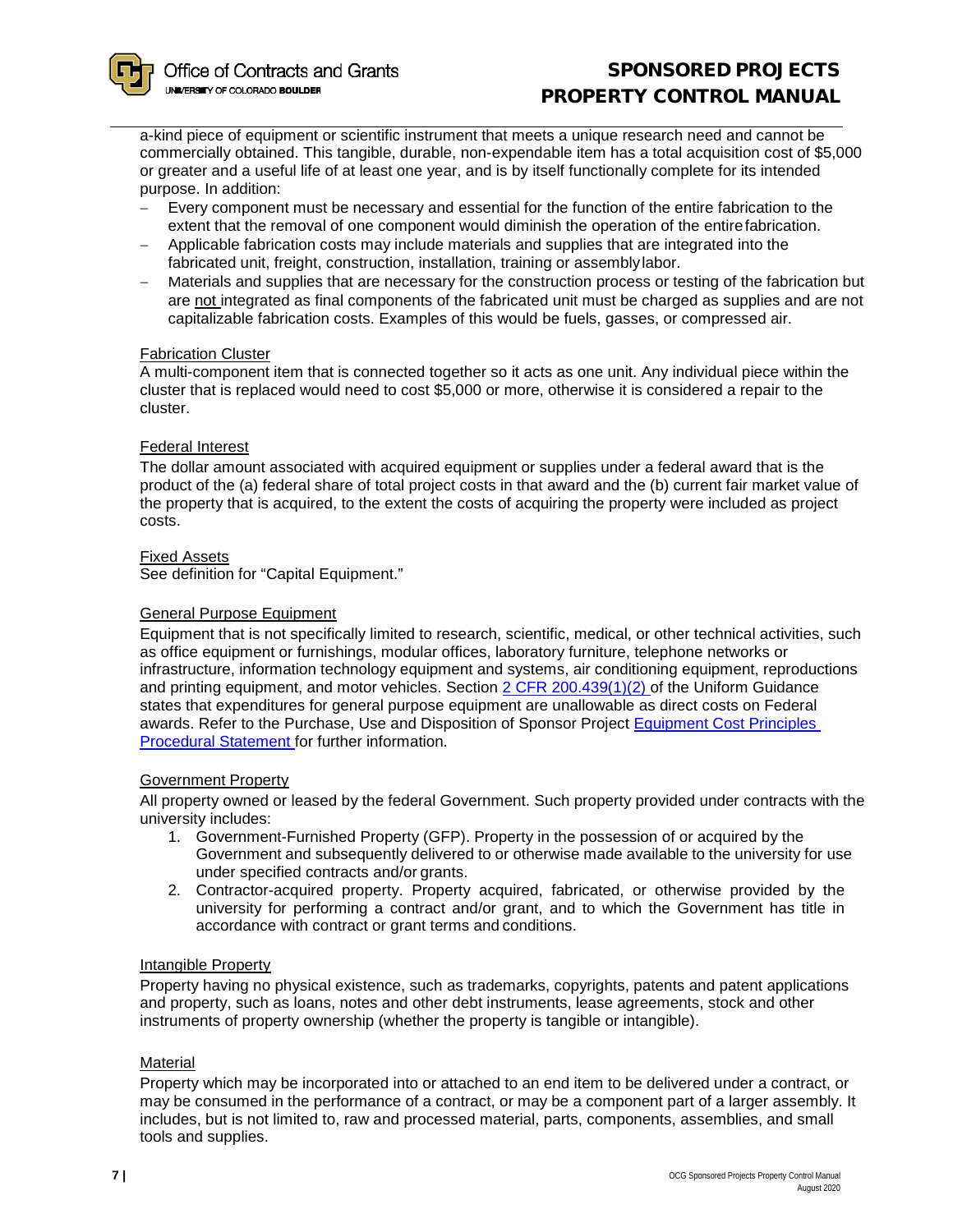a-kind piece of equipment or scientific instrument that meets a unique research need and cannot be commercially obtained. This tangible, durable, non-expendable item has a total acquisition cost of $5,000 or greater and a useful life of at least one year, and is by itself functionally complete for its intended purpose. In addition:

- Every component must be necessary and essential for the function of the entire fabrication to the extent that the removal of one component would diminish the operation of the entire fabrication.
- Applicable fabrication costs may include materials and supplies that are integrated into the fabricated unit, freight, construction, installation, training or assembly labor.
- Materials and supplies that are necessary for the construction process or testing of the fabrication but are not integrated as final components of the fabricated unit must be charged as supplies and are not capitalizable fabrication costs. Examples of this would be fuels, gasses, or compressed air.

Fabrication Cluster

A multi-component item that is connected together so it acts as one unit. Any individual piece within the cluster that is replaced would need to cost $5,000 or more, otherwise it is considered a repair to the cluster.

Federal Interest

The dollar amount associated with acquired equipment or supplies under a federal award that is the product of the (a) federal share of total project costs in that award and the (b) current fair market value of the property that is acquired, to the extent the costs of acquiring the property were included as project costs.

Fixed Assets

See definition for "Capital Equipment."

General Purpose Equipment

Equipment that is not specifically limited to research, scientific, medical, or other technical activities, such as office equipment or furnishings, modular offices, laboratory furniture, telephone networks or infrastructure, information technology equipment and systems, air conditioning equipment, reproductions and printing equipment, and motor vehicles. Section 2 CFR 200.439(1)(2) of the Uniform Guidance states that expenditures for general purpose equipment are unallowable as direct costs on Federal awards. Refer to the Purchase, Use and Disposition of Sponsor Project Equipment Cost Principles Procedural Statement for further information.

Government Property

All property owned or leased by the federal Government. Such property provided under contracts with the university includes:

1. Government-Furnished Property (GFP). Property in the possession of or acquired by the Government and subsequently delivered to or otherwise made available to the university for use under specified contracts and/or grants.
2. Contractor-acquired property. Property acquired, fabricated, or otherwise provided by the university for performing a contract and/or grant, and to which the Government has title in accordance with contract or grant terms and conditions.

Intangible Property

Property having no physical existence, such as trademarks, copyrights, patents and patent applications and property, such as loans, notes and other debt instruments, lease agreements, stock and other instruments of property ownership (whether the property is tangible or intangible).

Material

Property which may be incorporated into or attached to an end item to be delivered under a contract, or may be consumed in the performance of a contract, or may be a component part of a larger assembly. It includes, but is not limited to, raw and processed material, parts, components, assemblies, and small tools and supplies.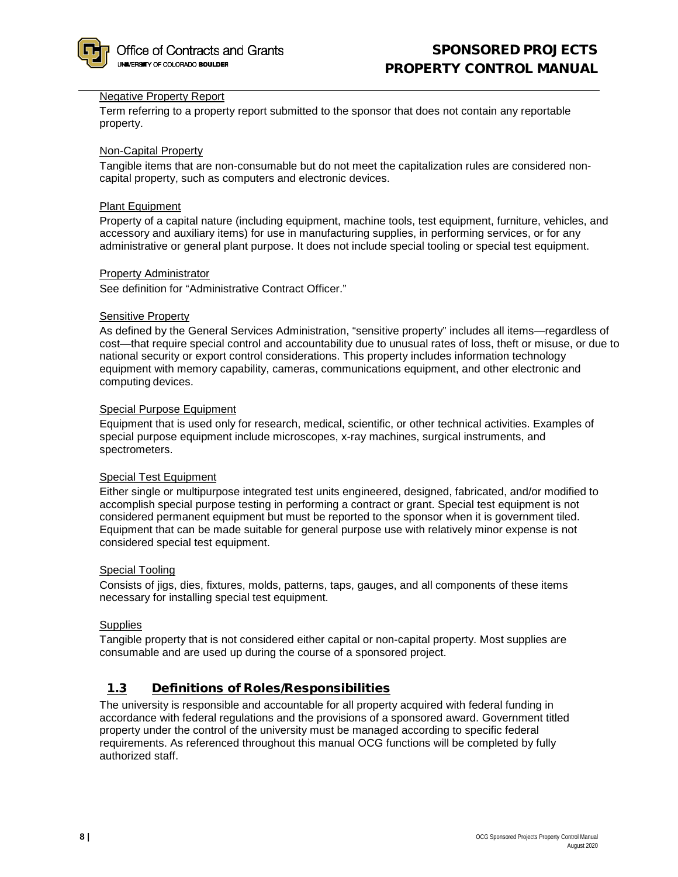Negative Property Report

Term referring to a property report submitted to the sponsor that does not contain any reportable property.

Non-Capital Property

Tangible items that are non-consumable but do not meet the capitalization rules are considered non-capital property, such as computers and electronic devices.

Plant Equipment

Property of a capital nature (including equipment, machine tools, test equipment, furniture, vehicles, and accessory and auxiliary items) for use in manufacturing supplies, in performing services, or for any administrative or general plant purpose. It does not include special tooling or special test equipment.

Property Administrator

See definition for "Administrative Contract Officer."

Sensitive Property

As defined by the General Services Administration, "sensitive property" includes all items—regardless of cost—that require special control and accountability due to unusual rates of loss, theft or misuse, or due to national security or export control considerations. This property includes information technology equipment with memory capability, cameras, communications equipment, and other electronic and computing devices.

Special Purpose Equipment

Equipment that is used only for research, medical, scientific, or other technical activities. Examples of special purpose equipment include microscopes, x-ray machines, surgical instruments, and spectrometers.

Special Test Equipment

Either single or multipurpose integrated test units engineered, designed, fabricated, and/or modified to accomplish special purpose testing in performing a contract or grant. Special test equipment is not considered permanent equipment but must be reported to the sponsor when it is government tiled. Equipment that can be made suitable for general purpose use with relatively minor expense is not considered special test equipment.

Special Tooling

Consists of jigs, dies, fixtures, molds, patterns, taps, gauges, and all components of these items necessary for installing special test equipment.

Supplies

Tangible property that is not considered either capital or non-capital property. Most supplies are consumable and are used up during the course of a sponsored project.

## 1.3 Definitions of Roles/Responsibilities

The university is responsible and accountable for all property acquired with federal funding in accordance with federal regulations and the provisions of a sponsored award. Government titled property under the control of the university must be managed according to specific federal requirements. As referenced throughout this manual OCG functions will be completed by fully authorized staff.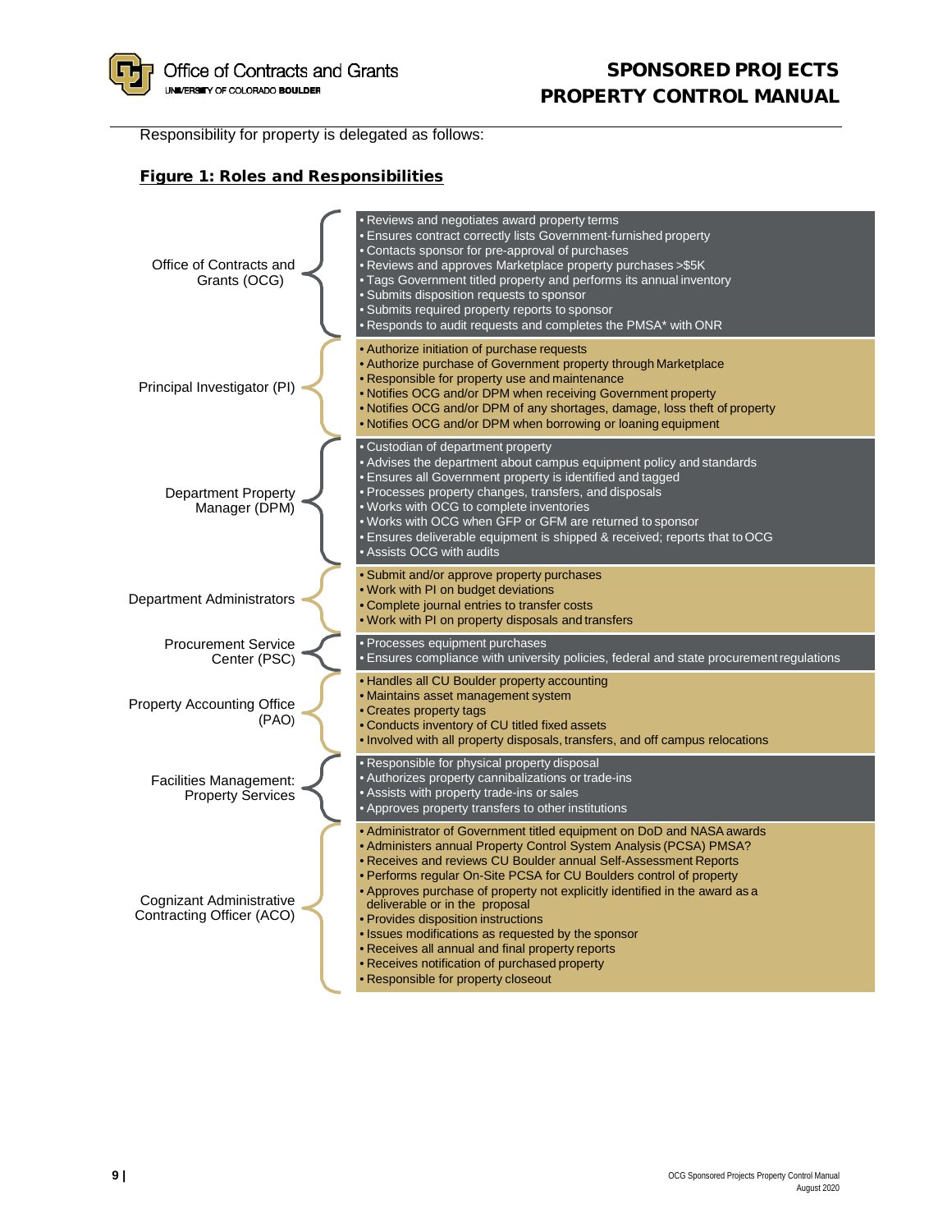Responsibility for property is delegated as follows:

**Figure 1: Roles and Responsibilities**

**Office of Contracts and Grants (OCG)**

- Reviews and negotiates award property terms
- Ensures contract correctly lists Government-furnished property
- Contacts sponsor for pre-approval of purchases
- Reviews and approves Marketplace property purchases >$5K
- Tags Government titled property and performs its annual inventory
- Submits disposition requests to sponsor
- Submits required property reports to sponsor
- Responds to audit requests and completes the PMSA* with ONR

**Principal Investigator (PI)**

- Authorize initiation of purchase requests
- Authorize purchase of Government property through Marketplace
- Responsible for property use and maintenance
- Notifies OCG and/or DPM when receiving Government property
- Notifies OCG and/or DPM of any shortages, damage, loss theft of property
- Notifies OCG and/or DPM when borrowing or loaning equipment

**Department Property Manager (DPM)**

- Custodian of department property
- Advises the department about campus equipment policy and standards
- Ensures all Government property is identified and tagged
- Processes property changes, transfers, and disposals
- Works with OCG to complete inventories
- Works with OCG when GFP or GFM are returned to sponsor
- Ensures deliverable equipment is shipped & received; reports that to OCG
- Assists OCG with audits

**Department Administrators**

- Submit and/or approve property purchases
- Work with PI on budget deviations
- Complete journal entries to transfer costs
- Work with PI on property disposals and transfers

**Procurement Service Center (PSC)**

- Processes equipment purchases
- Ensures compliance with university policies, federal and state procurement regulations

**Property Accounting Office (PAO)**

- Handles all CU Boulder property accounting
- Maintains asset management system
- Creates property tags
- Conducts inventory of CU titled fixed assets
- Involved with all property disposals, transfers, and off campus relocations

**Facilities Management: Property Services**

- Responsible for physical property disposal
- Authorizes property cannibalizations or trade-ins
- Assists with property trade-ins or sales
- Approves property transfers to other institutions

**Cognizant Administrative Contracting Officer (ACO)**

- Administrator of Government titled equipment on DoD and NASA awards
- Administers annual Property Control System Analysis (PCSA) PMSA?
- Receives and reviews CU Boulder annual Self-Assessment Reports
- Performs regular On-Site PCSA for CU Boulders control of property
- Approves purchase of property not explicitly identified in the award as a deliverable or in the proposal
- Provides disposition instructions
- Issues modifications as requested by the sponsor
- Receives all annual and final property reports
- Receives notification of purchased property
- Responsible for property closeout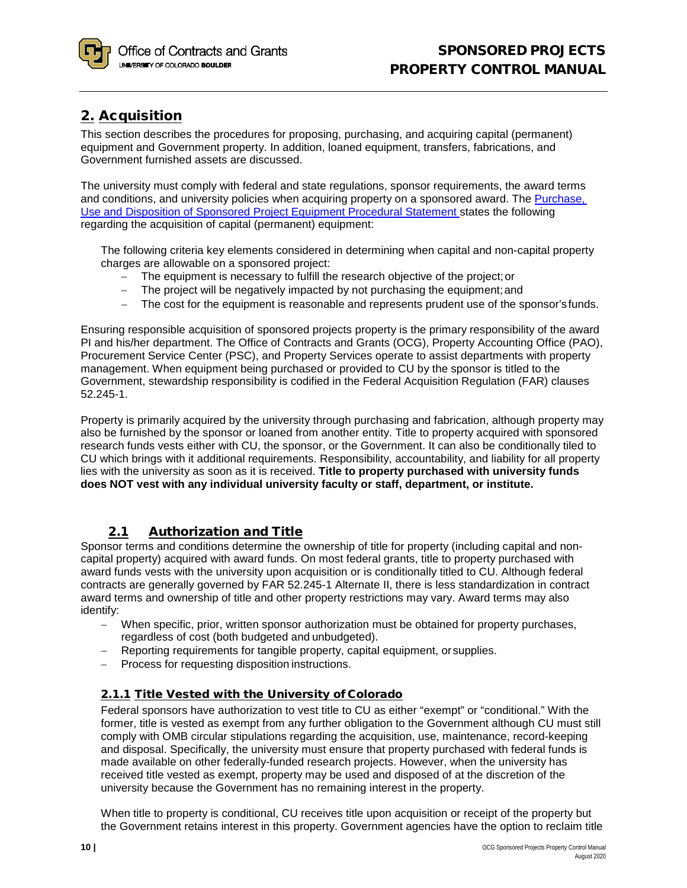## 2. Acquisition

This section describes the procedures for proposing, purchasing, and acquiring capital (permanent) equipment and Government property. In addition, loaned equipment, transfers, fabrications, and Government furnished assets are discussed.

The university must comply with federal and state regulations, sponsor requirements, the award terms and conditions, and university policies when acquiring property on a sponsored award. The [Purchase, Use and Disposition of Sponsored Project Equipment Procedural Statement](#) states the following regarding the acquisition of capital (permanent) equipment:

> The following criteria key elements considered in determining when capital and non-capital property charges are allowable on a sponsored project:
> - The equipment is necessary to fulfill the research objective of the project; or
> - The project will be negatively impacted by not purchasing the equipment; and
> - The cost for the equipment is reasonable and represents prudent use of the sponsor's funds.

Ensuring responsible acquisition of sponsored projects property is the primary responsibility of the award PI and his/her department. The Office of Contracts and Grants (OCG), Property Accounting Office (PAO), Procurement Service Center (PSC), and Property Services operate to assist departments with property management. When equipment being purchased or provided to CU by the sponsor is titled to the Government, stewardship responsibility is codified in the Federal Acquisition Regulation (FAR) clauses 52.245-1.

Property is primarily acquired by the university through purchasing and fabrication, although property may also be furnished by the sponsor or loaned from another entity. Title to property acquired with sponsored research funds vests either with CU, the sponsor, or the Government. It can also be conditionally tiled to CU which brings with it additional requirements. Responsibility, accountability, and liability for all property lies with the university as soon as it is received. **Title to property purchased with university funds does NOT vest with any individual university faculty or staff, department, or institute.**

### 2.1 Authorization and Title

Sponsor terms and conditions determine the ownership of title for property (including capital and non-capital property) acquired with award funds. On most federal grants, title to property purchased with award funds vests with the university upon acquisition or is conditionally titled to CU. Although federal contracts are generally governed by FAR 52.245-1 Alternate II, there is less standardization in contract award terms and ownership of title and other property restrictions may vary. Award terms may also identify:

- When specific, prior, written sponsor authorization must be obtained for property purchases, regardless of cost (both budgeted and unbudgeted).
- Reporting requirements for tangible property, capital equipment, or supplies.
- Process for requesting disposition instructions.

#### 2.1.1 Title Vested with the University of Colorado

Federal sponsors have authorization to vest title to CU as either "exempt" or "conditional." With the former, title is vested as exempt from any further obligation to the Government although CU must still comply with OMB circular stipulations regarding the acquisition, use, maintenance, record-keeping and disposal. Specifically, the university must ensure that property purchased with federal funds is made available on other federally-funded research projects. However, when the university has received title vested as exempt, property may be used and disposed of at the discretion of the university because the Government has no remaining interest in the property.

When title to property is conditional, CU receives title upon acquisition or receipt of the property but the Government retains interest in this property. Government agencies have the option to reclaim title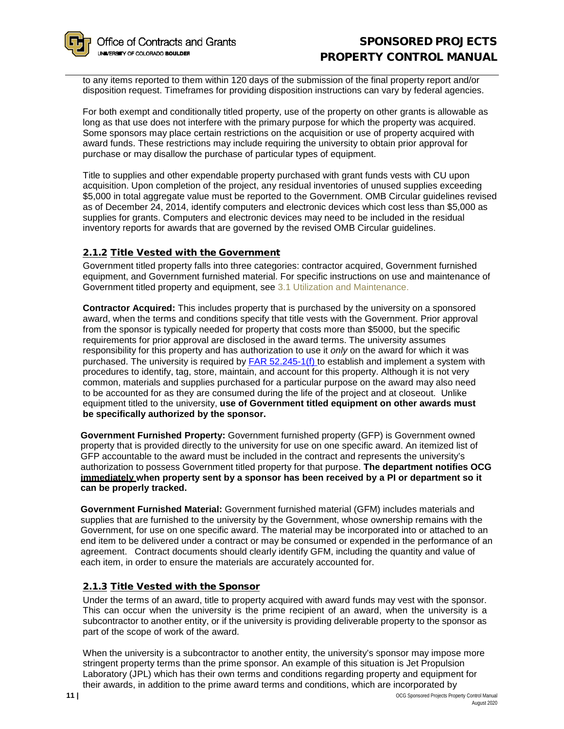to any items reported to them within 120 days of the submission of the final property report and/or disposition request. Timeframes for providing disposition instructions can vary by federal agencies.

For both exempt and conditionally titled property, use of the property on other grants is allowable as long as that use does not interfere with the primary purpose for which the property was acquired. Some sponsors may place certain restrictions on the acquisition or use of property acquired with award funds. These restrictions may include requiring the university to obtain prior approval for purchase or may disallow the purchase of particular types of equipment.

Title to supplies and other expendable property purchased with grant funds vests with CU upon acquisition. Upon completion of the project, any residual inventories of unused supplies exceeding $5,000 in total aggregate value must be reported to the Government. OMB Circular guidelines revised as of December 24, 2014, identify computers and electronic devices which cost less than $5,000 as supplies for grants. Computers and electronic devices may need to be included in the residual inventory reports for awards that are governed by the revised OMB Circular guidelines.

### 2.1.2 Title Vested with the Government

Government titled property falls into three categories: contractor acquired, Government furnished equipment, and Government furnished material. For specific instructions on use and maintenance of Government titled property and equipment, see 3.1 Utilization and Maintenance.

**Contractor Acquired:** This includes property that is purchased by the university on a sponsored award, when the terms and conditions specify that title vests with the Government. Prior approval from the sponsor is typically needed for property that costs more than $5000, but the specific requirements for prior approval are disclosed in the award terms. The university assumes responsibility for this property and has authorization to use it *only* on the award for which it was purchased. The university is required by FAR 52.245-1(f) to establish and implement a system with procedures to identify, tag, store, maintain, and account for this property. Although it is not very common, materials and supplies purchased for a particular purpose on the award may also need to be accounted for as they are consumed during the life of the project and at closeout. Unlike equipment titled to the university, **use of Government titled equipment on other awards must be specifically authorized by the sponsor.**

**Government Furnished Property:** Government furnished property (GFP) is Government owned property that is provided directly to the university for use on one specific award. An itemized list of GFP accountable to the award must be included in the contract and represents the university's authorization to possess Government titled property for that purpose. **The department notifies OCG immediately when property sent by a sponsor has been received by a PI or department so it can be properly tracked.**

**Government Furnished Material:** Government furnished material (GFM) includes materials and supplies that are furnished to the university by the Government, whose ownership remains with the Government, for use on one specific award. The material may be incorporated into or attached to an end item to be delivered under a contract or may be consumed or expended in the performance of an agreement. Contract documents should clearly identify GFM, including the quantity and value of each item, in order to ensure the materials are accurately accounted for.

### 2.1.3 Title Vested with the Sponsor

Under the terms of an award, title to property acquired with award funds may vest with the sponsor. This can occur when the university is the prime recipient of an award, when the university is a subcontractor to another entity, or if the university is providing deliverable property to the sponsor as part of the scope of work of the award.

When the university is a subcontractor to another entity, the university's sponsor may impose more stringent property terms than the prime sponsor. An example of this situation is Jet Propulsion Laboratory (JPL) which has their own terms and conditions regarding property and equipment for their awards, in addition to the prime award terms and conditions, which are incorporated by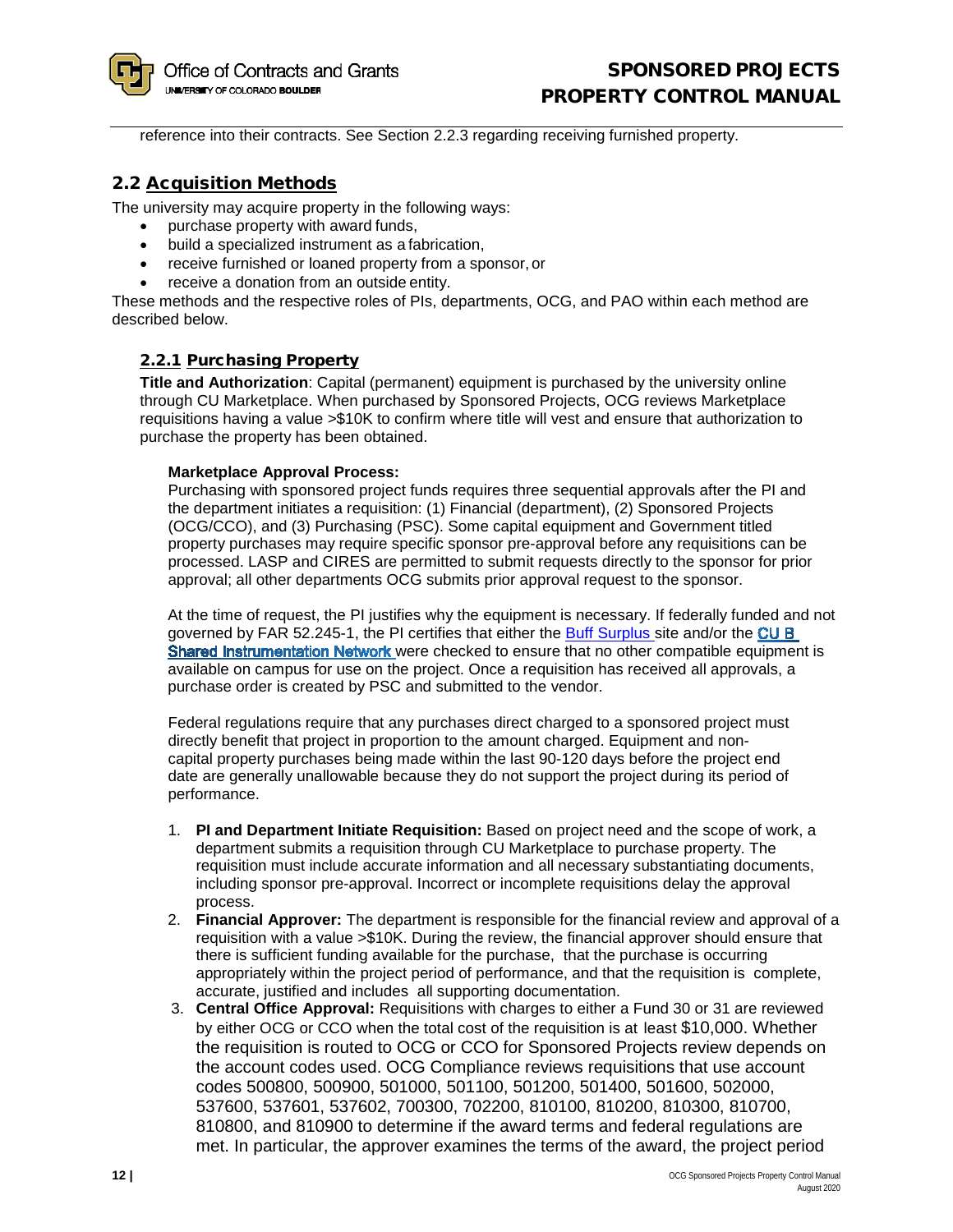reference into their contracts. See Section 2.2.3 regarding receiving furnished property.

## 2.2 Acquisition Methods

The university may acquire property in the following ways:

- purchase property with award funds,
- build a specialized instrument as a fabrication,
- receive furnished or loaned property from a sponsor, or
- receive a donation from an outside entity.

These methods and the respective roles of PIs, departments, OCG, and PAO within each method are described below.

### 2.2.1 Purchasing Property

**Title and Authorization**: Capital (permanent) equipment is purchased by the university online through CU Marketplace. When purchased by Sponsored Projects, OCG reviews Marketplace requisitions having a value >$10K to confirm where title will vest and ensure that authorization to purchase the property has been obtained.

**Marketplace Approval Process:**

Purchasing with sponsored project funds requires three sequential approvals after the PI and the department initiates a requisition: (1) Financial (department), (2) Sponsored Projects (OCG/CCO), and (3) Purchasing (PSC). Some capital equipment and Government titled property purchases may require specific sponsor pre-approval before any requisitions can be processed. LASP and CIRES are permitted to submit requests directly to the sponsor for prior approval; all other departments OCG submits prior approval request to the sponsor.

At the time of request, the PI justifies why the equipment is necessary. If federally funded and not governed by FAR 52.245-1, the PI certifies that either the Buff Surplus site and/or the CU B Shared Instrumentation Network were checked to ensure that no other compatible equipment is available on campus for use on the project. Once a requisition has received all approvals, a purchase order is created by PSC and submitted to the vendor.

Federal regulations require that any purchases direct charged to a sponsored project must directly benefit that project in proportion to the amount charged. Equipment and non-capital property purchases being made within the last 90-120 days before the project end date are generally unallowable because they do not support the project during its period of performance.

1. **PI and Department Initiate Requisition:** Based on project need and the scope of work, a department submits a requisition through CU Marketplace to purchase property. The requisition must include accurate information and all necessary substantiating documents, including sponsor pre-approval. Incorrect or incomplete requisitions delay the approval process.
2. **Financial Approver:** The department is responsible for the financial review and approval of a requisition with a value >$10K. During the review, the financial approver should ensure that there is sufficient funding available for the purchase, that the purchase is occurring appropriately within the project period of performance, and that the requisition is complete, accurate, justified and includes all supporting documentation.
3. **Central Office Approval:** Requisitions with charges to either a Fund 30 or 31 are reviewed by either OCG or CCO when the total cost of the requisition is at least $10,000. Whether the requisition is routed to OCG or CCO for Sponsored Projects review depends on the account codes used. OCG Compliance reviews requisitions that use account codes 500800, 500900, 501000, 501100, 501200, 501400, 501600, 502000, 537600, 537601, 537602, 700300, 702200, 810100, 810200, 810300, 810700, 810800, and 810900 to determine if the award terms and federal regulations are met. In particular, the approver examines the terms of the award, the project period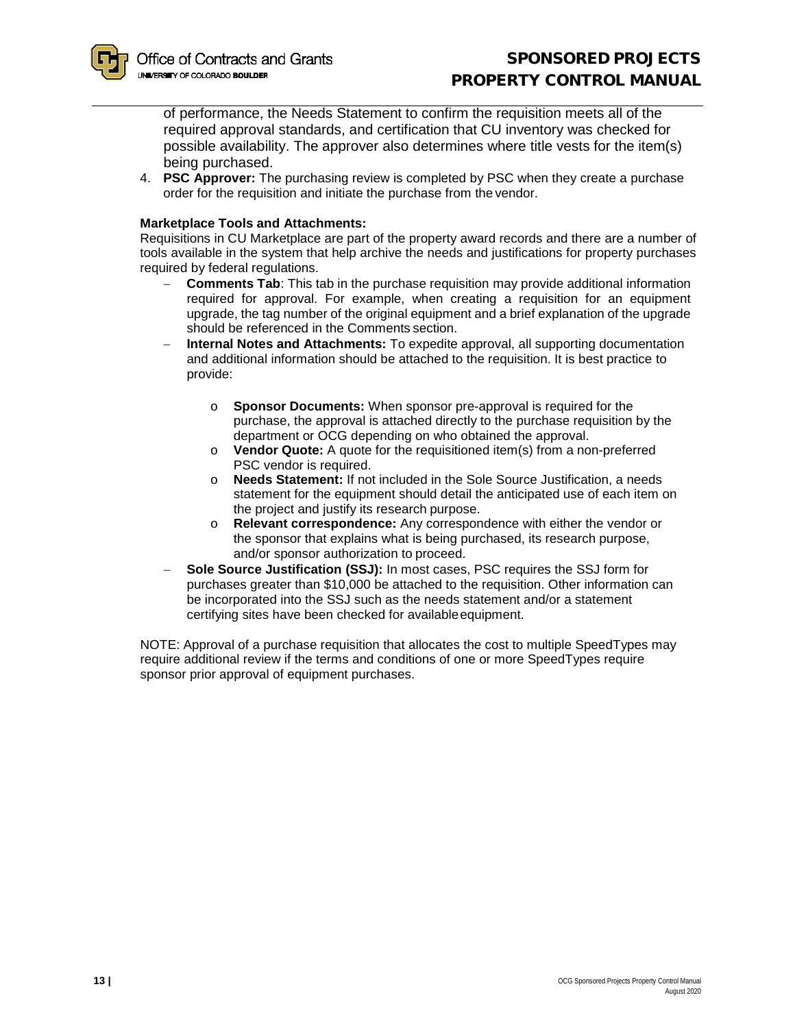of performance, the Needs Statement to confirm the requisition meets all of the required approval standards, and certification that CU inventory was checked for possible availability. The approver also determines where title vests for the item(s) being purchased.

4. **PSC Approver:** The purchasing review is completed by PSC when they create a purchase order for the requisition and initiate the purchase from the vendor.

**Marketplace Tools and Attachments:**

Requisitions in CU Marketplace are part of the property award records and there are a number of tools available in the system that help archive the needs and justifications for property purchases required by federal regulations.

- **Comments Tab**: This tab in the purchase requisition may provide additional information required for approval. For example, when creating a requisition for an equipment upgrade, the tag number of the original equipment and a brief explanation of the upgrade should be referenced in the Comments section.
- **Internal Notes and Attachments:** To expedite approval, all supporting documentation and additional information should be attached to the requisition. It is best practice to provide:
    - **Sponsor Documents:** When sponsor pre-approval is required for the purchase, the approval is attached directly to the purchase requisition by the department or OCG depending on who obtained the approval.
    - **Vendor Quote:** A quote for the requisitioned item(s) from a non-preferred PSC vendor is required.
    - **Needs Statement:** If not included in the Sole Source Justification, a needs statement for the equipment should detail the anticipated use of each item on the project and justify its research purpose.
    - **Relevant correspondence:** Any correspondence with either the vendor or the sponsor that explains what is being purchased, its research purpose, and/or sponsor authorization to proceed.
- **Sole Source Justification (SSJ):** In most cases, PSC requires the SSJ form for purchases greater than $10,000 be attached to the requisition. Other information can be incorporated into the SSJ such as the needs statement and/or a statement certifying sites have been checked for available equipment.

NOTE: Approval of a purchase requisition that allocates the cost to multiple SpeedTypes may require additional review if the terms and conditions of one or more SpeedTypes require sponsor prior approval of equipment purchases.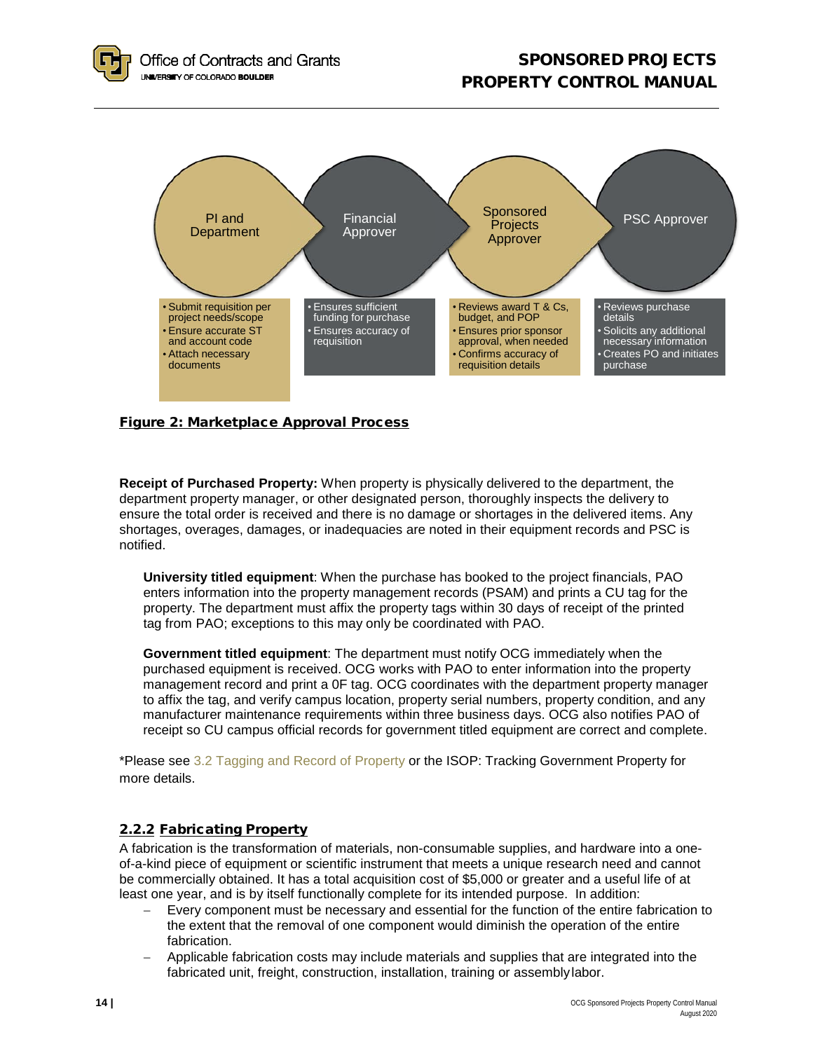| PI and Department | Financial Approver | Sponsored Projects Approver | PSC Approver |
|---|---|---|---|
| • Submit requisition per project needs/scope<br>• Ensure accurate ST and account code<br>• Attach necessary documents | • Ensures sufficient funding for purchase<br>• Ensures accuracy of requisition | • Reviews award T & Cs, budget, and POP<br>• Ensures prior sponsor approval, when needed<br>• Confirms accuracy of requisition details | • Reviews purchase details<br>• Solicits any additional necessary information<br>• Creates PO and initiates purchase |

**Figure 2: Marketplace Approval Process**

**Receipt of Purchased Property:** When property is physically delivered to the department, the department property manager, or other designated person, thoroughly inspects the delivery to ensure the total order is received and there is no damage or shortages in the delivered items. Any shortages, overages, damages, or inadequacies are noted in their equipment records and PSC is notified.

**University titled equipment**: When the purchase has booked to the project financials, PAO enters information into the property management records (PSAM) and prints a CU tag for the property. The department must affix the property tags within 30 days of receipt of the printed tag from PAO; exceptions to this may only be coordinated with PAO.

**Government titled equipment**: The department must notify OCG immediately when the purchased equipment is received. OCG works with PAO to enter information into the property management record and print a 0F tag. OCG coordinates with the department property manager to affix the tag, and verify campus location, property serial numbers, property condition, and any manufacturer maintenance requirements within three business days. OCG also notifies PAO of receipt so CU campus official records for government titled equipment are correct and complete.

*Please see 3.2 Tagging and Record of Property or the ISOP: Tracking Government Property for more details.

### 2.2.2 Fabricating Property

A fabrication is the transformation of materials, non-consumable supplies, and hardware into a one-of-a-kind piece of equipment or scientific instrument that meets a unique research need and cannot be commercially obtained. It has a total acquisition cost of $5,000 or greater and a useful life of at least one year, and is by itself functionally complete for its intended purpose. In addition:

- Every component must be necessary and essential for the function of the entire fabrication to the extent that the removal of one component would diminish the operation of the entire fabrication.
- Applicable fabrication costs may include materials and supplies that are integrated into the fabricated unit, freight, construction, installation, training or assembly labor.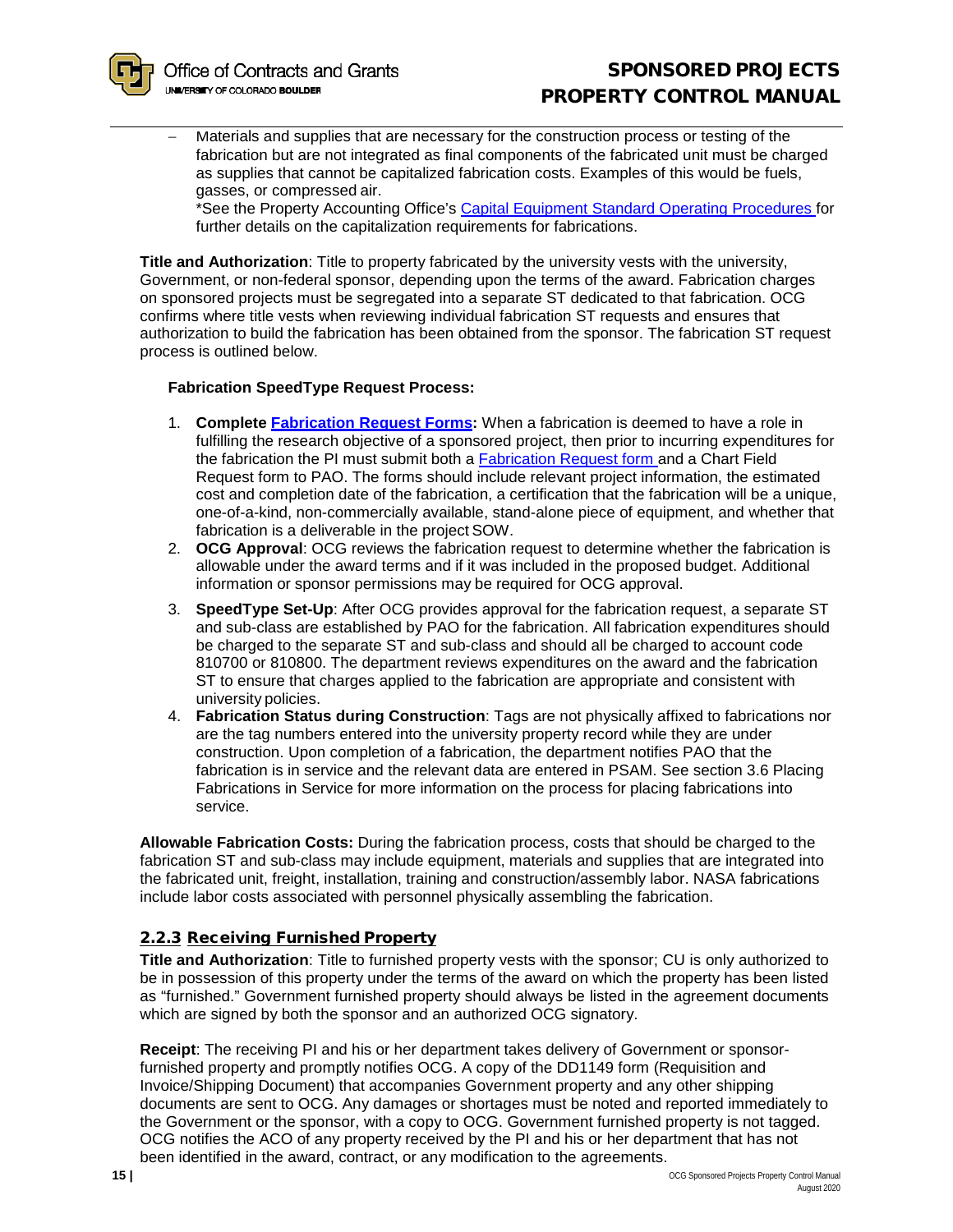- Materials and supplies that are necessary for the construction process or testing of the fabrication but are not integrated as final components of the fabricated unit must be charged as supplies that cannot be capitalized fabrication costs. Examples of this would be fuels, gasses, or compressed air.
  *See the Property Accounting Office's [Capital Equipment Standard Operating Procedures](#) for further details on the capitalization requirements for fabrications.

**Title and Authorization**: Title to property fabricated by the university vests with the university, Government, or non-federal sponsor, depending upon the terms of the award. Fabrication charges on sponsored projects must be segregated into a separate ST dedicated to that fabrication. OCG confirms where title vests when reviewing individual fabrication ST requests and ensures that authorization to build the fabrication has been obtained from the sponsor. The fabrication ST request process is outlined below.

**Fabrication SpeedType Request Process:**

1. **Complete [Fabrication Request Forms](#):** When a fabrication is deemed to have a role in fulfilling the research objective of a sponsored project, then prior to incurring expenditures for the fabrication the PI must submit both a [Fabrication Request form](#) and a Chart Field Request form to PAO. The forms should include relevant project information, the estimated cost and completion date of the fabrication, a certification that the fabrication will be a unique, one-of-a-kind, non-commercially available, stand-alone piece of equipment, and whether that fabrication is a deliverable in the project SOW.
2. **OCG Approval**: OCG reviews the fabrication request to determine whether the fabrication is allowable under the award terms and if it was included in the proposed budget. Additional information or sponsor permissions may be required for OCG approval.
3. **SpeedType Set-Up**: After OCG provides approval for the fabrication request, a separate ST and sub-class are established by PAO for the fabrication. All fabrication expenditures should be charged to the separate ST and sub-class and should all be charged to account code 810700 or 810800. The department reviews expenditures on the award and the fabrication ST to ensure that charges applied to the fabrication are appropriate and consistent with university policies.
4. **Fabrication Status during Construction**: Tags are not physically affixed to fabrications nor are the tag numbers entered into the university property record while they are under construction. Upon completion of a fabrication, the department notifies PAO that the fabrication is in service and the relevant data are entered in PSAM. See section 3.6 Placing Fabrications in Service for more information on the process for placing fabrications into service.

**Allowable Fabrication Costs:** During the fabrication process, costs that should be charged to the fabrication ST and sub-class may include equipment, materials and supplies that are integrated into the fabricated unit, freight, installation, training and construction/assembly labor. NASA fabrications include labor costs associated with personnel physically assembling the fabrication.

### 2.2.3 Receiving Furnished Property

**Title and Authorization**: Title to furnished property vests with the sponsor; CU is only authorized to be in possession of this property under the terms of the award on which the property has been listed as "furnished." Government furnished property should always be listed in the agreement documents which are signed by both the sponsor and an authorized OCG signatory.

**Receipt**: The receiving PI and his or her department takes delivery of Government or sponsor-furnished property and promptly notifies OCG. A copy of the DD1149 form (Requisition and Invoice/Shipping Document) that accompanies Government property and any other shipping documents are sent to OCG. Any damages or shortages must be noted and reported immediately to the Government or the sponsor, with a copy to OCG. Government furnished property is not tagged. OCG notifies the ACO of any property received by the PI and his or her department that has not been identified in the award, contract, or any modification to the agreements.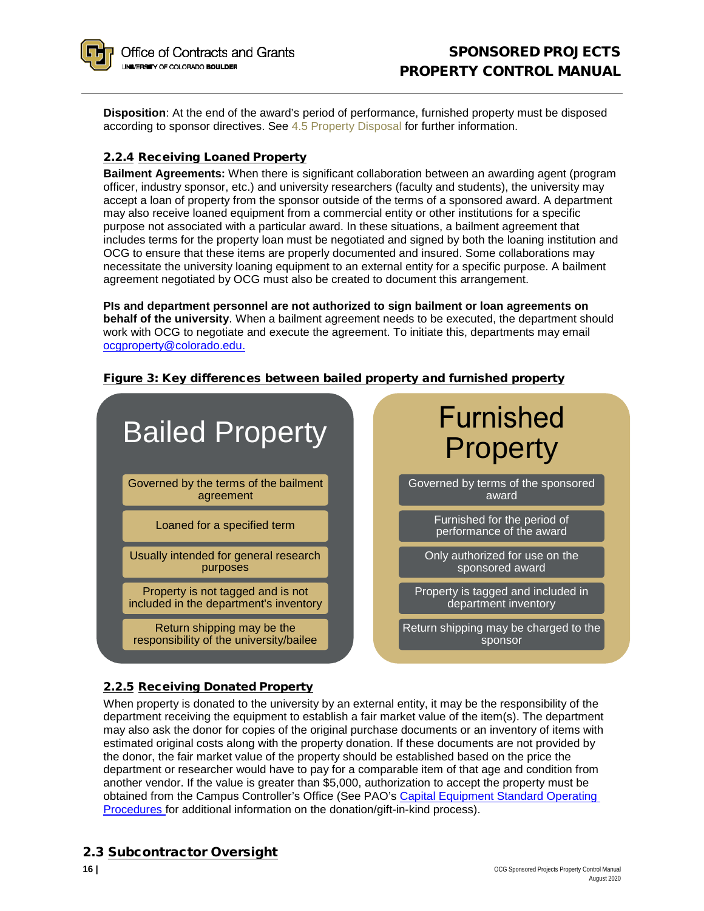**Disposition**: At the end of the award's period of performance, furnished property must be disposed according to sponsor directives. See 4.5 Property Disposal for further information.

### 2.2.4 Receiving Loaned Property

**Bailment Agreements:** When there is significant collaboration between an awarding agent (program officer, industry sponsor, etc.) and university researchers (faculty and students), the university may accept a loan of property from the sponsor outside of the terms of a sponsored award. A department may also receive loaned equipment from a commercial entity or other institutions for a specific purpose not associated with a particular award. In these situations, a bailment agreement that includes terms for the property loan must be negotiated and signed by both the loaning institution and OCG to ensure that these items are properly documented and insured. Some collaborations may necessitate the university loaning equipment to an external entity for a specific purpose. A bailment agreement negotiated by OCG must also be created to document this arrangement.

**PIs and department personnel are not authorized to sign bailment or loan agreements on behalf of the university**. When a bailment agreement needs to be executed, the department should work with OCG to negotiate and execute the agreement. To initiate this, departments may email ocgproperty@colorado.edu.

**Figure 3: Key differences between bailed property and furnished property**

| Bailed Property | Furnished Property |
| --- | --- |
| Governed by the terms of the bailment agreement | Governed by terms of the sponsored award |
| Loaned for a specified term | Furnished for the period of performance of the award |
| Usually intended for general research purposes | Only authorized for use on the sponsored award |
| Property is not tagged and is not included in the department's inventory | Property is tagged and included in department inventory |
| Return shipping may be the responsibility of the university/bailee | Return shipping may be charged to the sponsor |

### 2.2.5 Receiving Donated Property

When property is donated to the university by an external entity, it may be the responsibility of the department receiving the equipment to establish a fair market value of the item(s). The department may also ask the donor for copies of the original purchase documents or an inventory of items with estimated original costs along with the property donation. If these documents are not provided by the donor, the fair market value of the property should be established based on the price the department or researcher would have to pay for a comparable item of that age and condition from another vendor. If the value is greater than $5,000, authorization to accept the property must be obtained from the Campus Controller's Office (See PAO's Capital Equipment Standard Operating Procedures for additional information on the donation/gift-in-kind process).

## 2.3 Subcontractor Oversight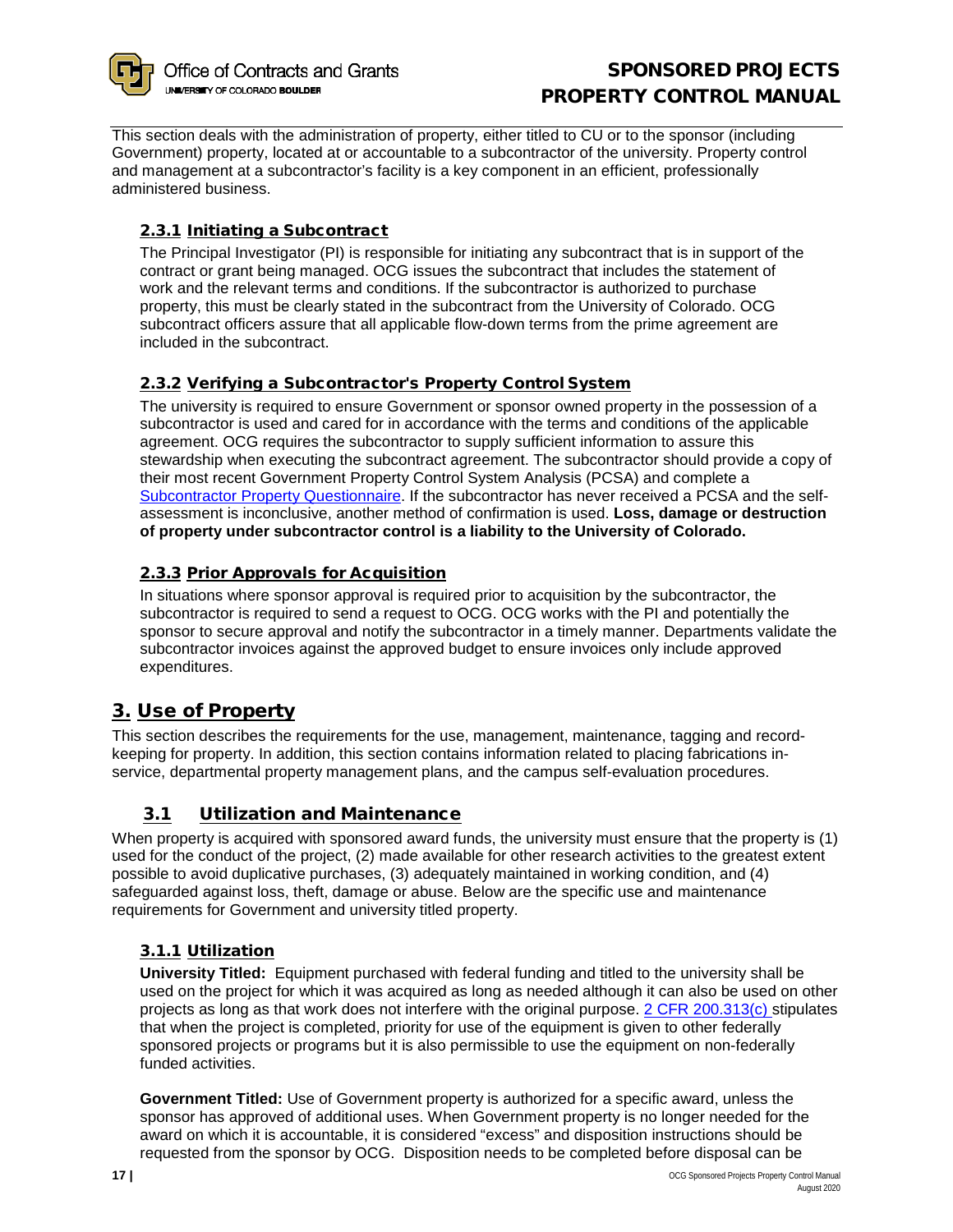This section deals with the administration of property, either titled to CU or to the sponsor (including Government) property, located at or accountable to a subcontractor of the university. Property control and management at a subcontractor's facility is a key component in an efficient, professionally administered business.

### 2.3.1 Initiating a Subcontract

The Principal Investigator (PI) is responsible for initiating any subcontract that is in support of the contract or grant being managed. OCG issues the subcontract that includes the statement of work and the relevant terms and conditions. If the subcontractor is authorized to purchase property, this must be clearly stated in the subcontract from the University of Colorado. OCG subcontract officers assure that all applicable flow-down terms from the prime agreement are included in the subcontract.

### 2.3.2 Verifying a Subcontractor's Property Control System

The university is required to ensure Government or sponsor owned property in the possession of a subcontractor is used and cared for in accordance with the terms and conditions of the applicable agreement. OCG requires the subcontractor to supply sufficient information to assure this stewardship when executing the subcontract agreement. The subcontractor should provide a copy of their most recent Government Property Control System Analysis (PCSA) and complete a [Subcontractor Property Questionnaire](). If the subcontractor has never received a PCSA and the self-assessment is inconclusive, another method of confirmation is used. **Loss, damage or destruction of property under subcontractor control is a liability to the University of Colorado.**

### 2.3.3 Prior Approvals for Acquisition

In situations where sponsor approval is required prior to acquisition by the subcontractor, the subcontractor is required to send a request to OCG. OCG works with the PI and potentially the sponsor to secure approval and notify the subcontractor in a timely manner. Departments validate the subcontractor invoices against the approved budget to ensure invoices only include approved expenditures.

# 3. Use of Property

This section describes the requirements for the use, management, maintenance, tagging and record-keeping for property. In addition, this section contains information related to placing fabrications in-service, departmental property management plans, and the campus self-evaluation procedures.

## 3.1 Utilization and Maintenance

When property is acquired with sponsored award funds, the university must ensure that the property is (1) used for the conduct of the project, (2) made available for other research activities to the greatest extent possible to avoid duplicative purchases, (3) adequately maintained in working condition, and (4) safeguarded against loss, theft, damage or abuse. Below are the specific use and maintenance requirements for Government and university titled property.

### 3.1.1 Utilization

**University Titled:** Equipment purchased with federal funding and titled to the university shall be used on the project for which it was acquired as long as needed although it can also be used on other projects as long as that work does not interfere with the original purpose. [2 CFR 200.313(c)]() stipulates that when the project is completed, priority for use of the equipment is given to other federally sponsored projects or programs but it is also permissible to use the equipment on non-federally funded activities.

**Government Titled:** Use of Government property is authorized for a specific award, unless the sponsor has approved of additional uses. When Government property is no longer needed for the award on which it is accountable, it is considered "excess" and disposition instructions should be requested from the sponsor by OCG. Disposition needs to be completed before disposal can be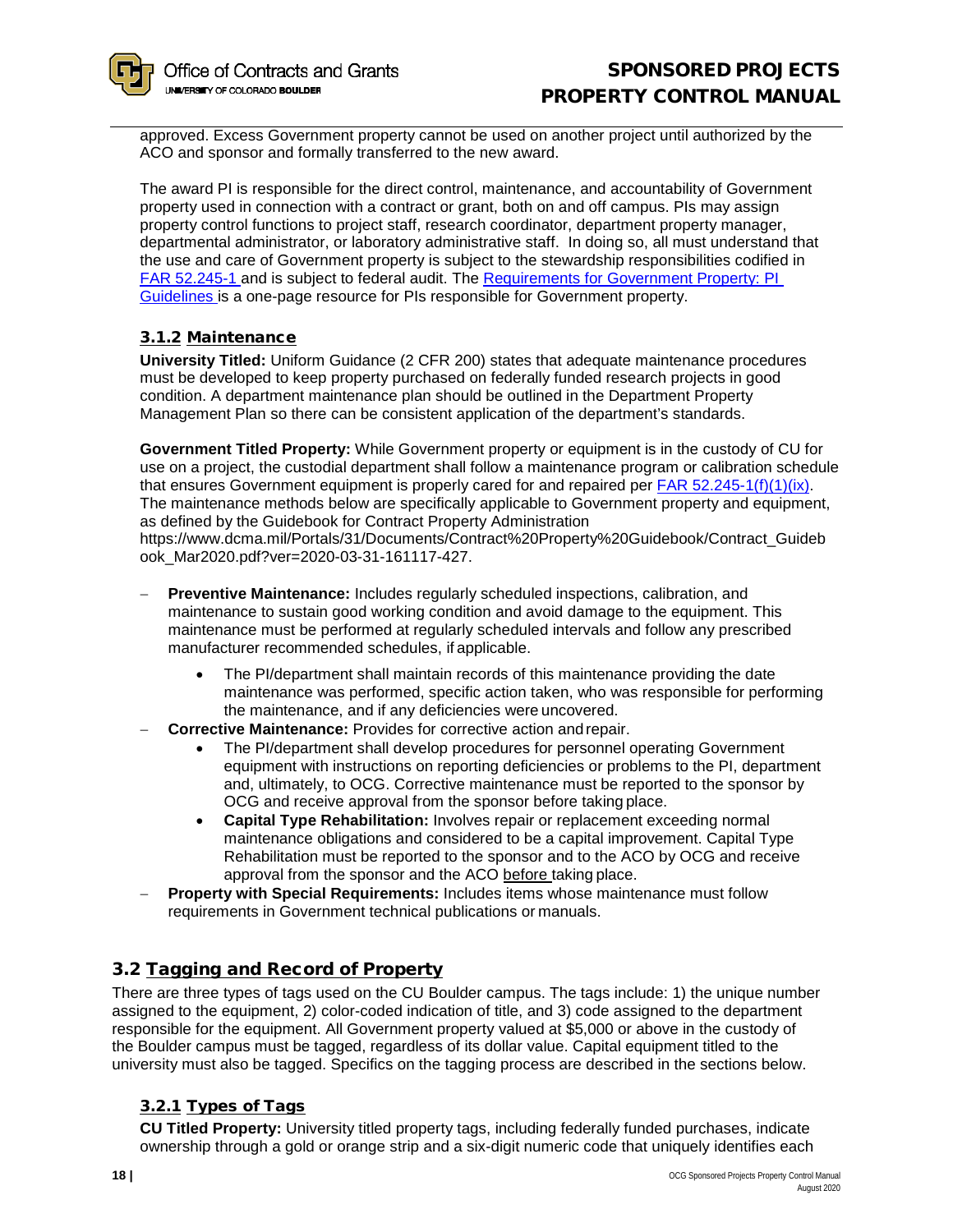approved. Excess Government property cannot be used on another project until authorized by the ACO and sponsor and formally transferred to the new award.

The award PI is responsible for the direct control, maintenance, and accountability of Government property used in connection with a contract or grant, both on and off campus. PIs may assign property control functions to project staff, research coordinator, department property manager, departmental administrator, or laboratory administrative staff. In doing so, all must understand that the use and care of Government property is subject to the stewardship responsibilities codified in FAR 52.245-1 and is subject to federal audit. The Requirements for Government Property: PI Guidelines is a one-page resource for PIs responsible for Government property.

### 3.1.2 Maintenance

**University Titled:** Uniform Guidance (2 CFR 200) states that adequate maintenance procedures must be developed to keep property purchased on federally funded research projects in good condition. A department maintenance plan should be outlined in the Department Property Management Plan so there can be consistent application of the department's standards.

**Government Titled Property:** While Government property or equipment is in the custody of CU for use on a project, the custodial department shall follow a maintenance program or calibration schedule that ensures Government equipment is properly cared for and repaired per FAR 52.245-1(f)(1)(ix). The maintenance methods below are specifically applicable to Government property and equipment, as defined by the Guidebook for Contract Property Administration https://www.dcma.mil/Portals/31/Documents/Contract%20Property%20Guidebook/Contract_Guidebook_Mar2020.pdf?ver=2020-03-31-161117-427.

- **Preventive Maintenance:** Includes regularly scheduled inspections, calibration, and maintenance to sustain good working condition and avoid damage to the equipment. This maintenance must be performed at regularly scheduled intervals and follow any prescribed manufacturer recommended schedules, if applicable.
    - The PI/department shall maintain records of this maintenance providing the date maintenance was performed, specific action taken, who was responsible for performing the maintenance, and if any deficiencies were uncovered.
- **Corrective Maintenance:** Provides for corrective action and repair.
    - The PI/department shall develop procedures for personnel operating Government equipment with instructions on reporting deficiencies or problems to the PI, department and, ultimately, to OCG. Corrective maintenance must be reported to the sponsor by OCG and receive approval from the sponsor before taking place.
    - **Capital Type Rehabilitation:** Involves repair or replacement exceeding normal maintenance obligations and considered to be a capital improvement. Capital Type Rehabilitation must be reported to the sponsor and to the ACO by OCG and receive approval from the sponsor and the ACO before taking place.
- **Property with Special Requirements:** Includes items whose maintenance must follow requirements in Government technical publications or manuals.

## 3.2 Tagging and Record of Property

There are three types of tags used on the CU Boulder campus. The tags include: 1) the unique number assigned to the equipment, 2) color-coded indication of title, and 3) code assigned to the department responsible for the equipment. All Government property valued at $5,000 or above in the custody of the Boulder campus must be tagged, regardless of its dollar value. Capital equipment titled to the university must also be tagged. Specifics on the tagging process are described in the sections below.

### 3.2.1 Types of Tags

**CU Titled Property:** University titled property tags, including federally funded purchases, indicate ownership through a gold or orange strip and a six-digit numeric code that uniquely identifies each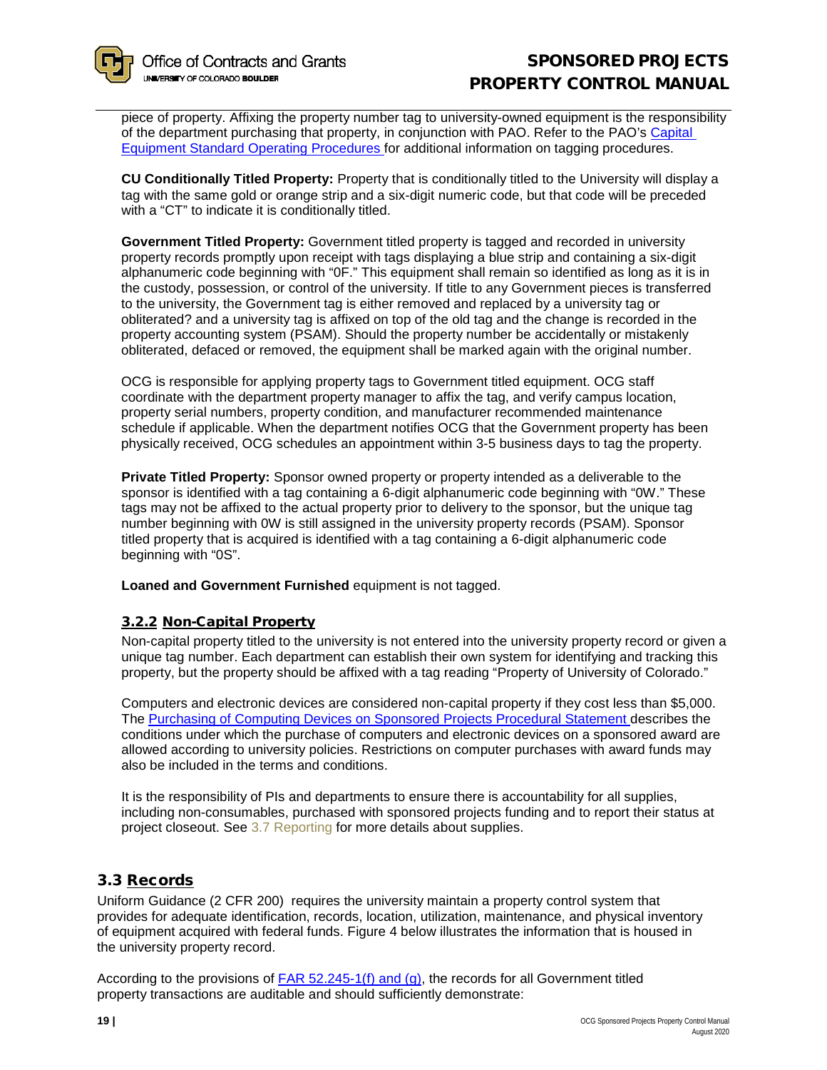piece of property. Affixing the property number tag to university-owned equipment is the responsibility of the department purchasing that property, in conjunction with PAO. Refer to the PAO's Capital Equipment Standard Operating Procedures for additional information on tagging procedures.

**CU Conditionally Titled Property:** Property that is conditionally titled to the University will display a tag with the same gold or orange strip and a six-digit numeric code, but that code will be preceded with a "CT" to indicate it is conditionally titled.

**Government Titled Property:** Government titled property is tagged and recorded in university property records promptly upon receipt with tags displaying a blue strip and containing a six-digit alphanumeric code beginning with "0F." This equipment shall remain so identified as long as it is in the custody, possession, or control of the university. If title to any Government pieces is transferred to the university, the Government tag is either removed and replaced by a university tag or obliterated? and a university tag is affixed on top of the old tag and the change is recorded in the property accounting system (PSAM). Should the property number be accidentally or mistakenly obliterated, defaced or removed, the equipment shall be marked again with the original number.

OCG is responsible for applying property tags to Government titled equipment. OCG staff coordinate with the department property manager to affix the tag, and verify campus location, property serial numbers, property condition, and manufacturer recommended maintenance schedule if applicable. When the department notifies OCG that the Government property has been physically received, OCG schedules an appointment within 3-5 business days to tag the property.

**Private Titled Property:** Sponsor owned property or property intended as a deliverable to the sponsor is identified with a tag containing a 6-digit alphanumeric code beginning with "0W." These tags may not be affixed to the actual property prior to delivery to the sponsor, but the unique tag number beginning with 0W is still assigned in the university property records (PSAM). Sponsor titled property that is acquired is identified with a tag containing a 6-digit alphanumeric code beginning with "0S".

**Loaned and Government Furnished** equipment is not tagged.

### 3.2.2 Non-Capital Property

Non-capital property titled to the university is not entered into the university property record or given a unique tag number. Each department can establish their own system for identifying and tracking this property, but the property should be affixed with a tag reading "Property of University of Colorado."

Computers and electronic devices are considered non-capital property if they cost less than $5,000. The Purchasing of Computing Devices on Sponsored Projects Procedural Statement describes the conditions under which the purchase of computers and electronic devices on a sponsored award are allowed according to university policies. Restrictions on computer purchases with award funds may also be included in the terms and conditions.

It is the responsibility of PIs and departments to ensure there is accountability for all supplies, including non-consumables, purchased with sponsored projects funding and to report their status at project closeout. See 3.7 Reporting for more details about supplies.

## 3.3 Records

Uniform Guidance (2 CFR 200) requires the university maintain a property control system that provides for adequate identification, records, location, utilization, maintenance, and physical inventory of equipment acquired with federal funds. Figure 4 below illustrates the information that is housed in the university property record.

According to the provisions of FAR 52.245-1(f) and (g), the records for all Government titled property transactions are auditable and should sufficiently demonstrate: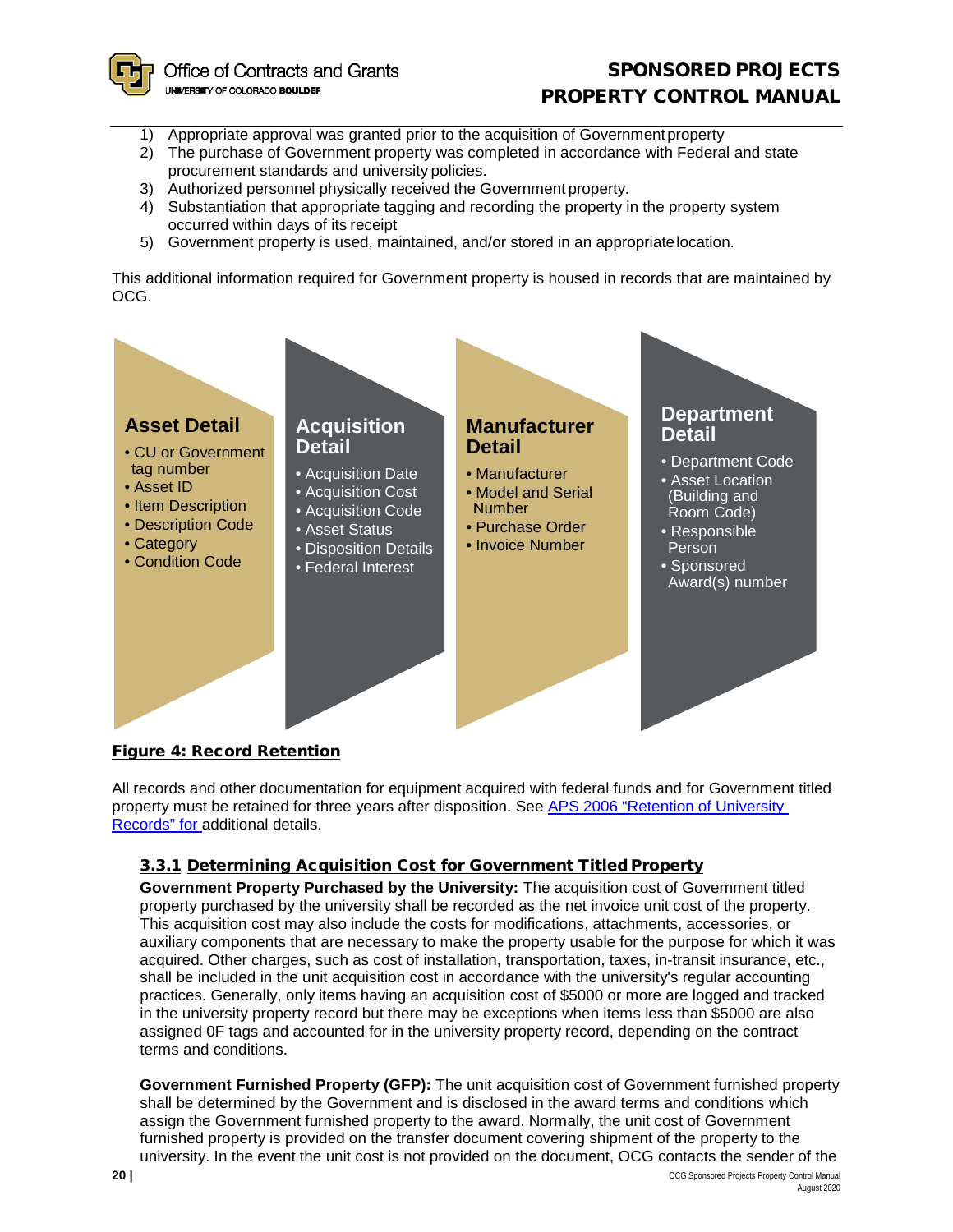1) Appropriate approval was granted prior to the acquisition of Government property
2) The purchase of Government property was completed in accordance with Federal and state procurement standards and university policies.
3) Authorized personnel physically received the Government property.
4) Substantiation that appropriate tagging and recording the property in the property system occurred within days of its receipt
5) Government property is used, maintained, and/or stored in an appropriate location.

This additional information required for Government property is housed in records that are maintained by OCG.

**Asset Detail**
- CU or Government tag number
- Asset ID
- Item Description
- Description Code
- Category
- Condition Code

**Acquisition Detail**
- Acquisition Date
- Acquisition Cost
- Acquisition Code
- Asset Status
- Disposition Details
- Federal Interest

**Manufacturer Detail**
- Manufacturer
- Model and Serial Number
- Purchase Order
- Invoice Number

**Department Detail**
- Department Code
- Asset Location (Building and Room Code)
- Responsible Person
- Sponsored Award(s) number

**Figure 4: Record Retention**

All records and other documentation for equipment acquired with federal funds and for Government titled property must be retained for three years after disposition. See APS 2006 "Retention of University Records" for additional details.

### 3.3.1 Determining Acquisition Cost for Government Titled Property

**Government Property Purchased by the University:** The acquisition cost of Government titled property purchased by the university shall be recorded as the net invoice unit cost of the property. This acquisition cost may also include the costs for modifications, attachments, accessories, or auxiliary components that are necessary to make the property usable for the purpose for which it was acquired. Other charges, such as cost of installation, transportation, taxes, in-transit insurance, etc., shall be included in the unit acquisition cost in accordance with the university's regular accounting practices. Generally, only items having an acquisition cost of $5000 or more are logged and tracked in the university property record but there may be exceptions when items less than $5000 are also assigned 0F tags and accounted for in the university property record, depending on the contract terms and conditions.

**Government Furnished Property (GFP):** The unit acquisition cost of Government furnished property shall be determined by the Government and is disclosed in the award terms and conditions which assign the Government furnished property to the award. Normally, the unit cost of Government furnished property is provided on the transfer document covering shipment of the property to the university. In the event the unit cost is not provided on the document, OCG contacts the sender of the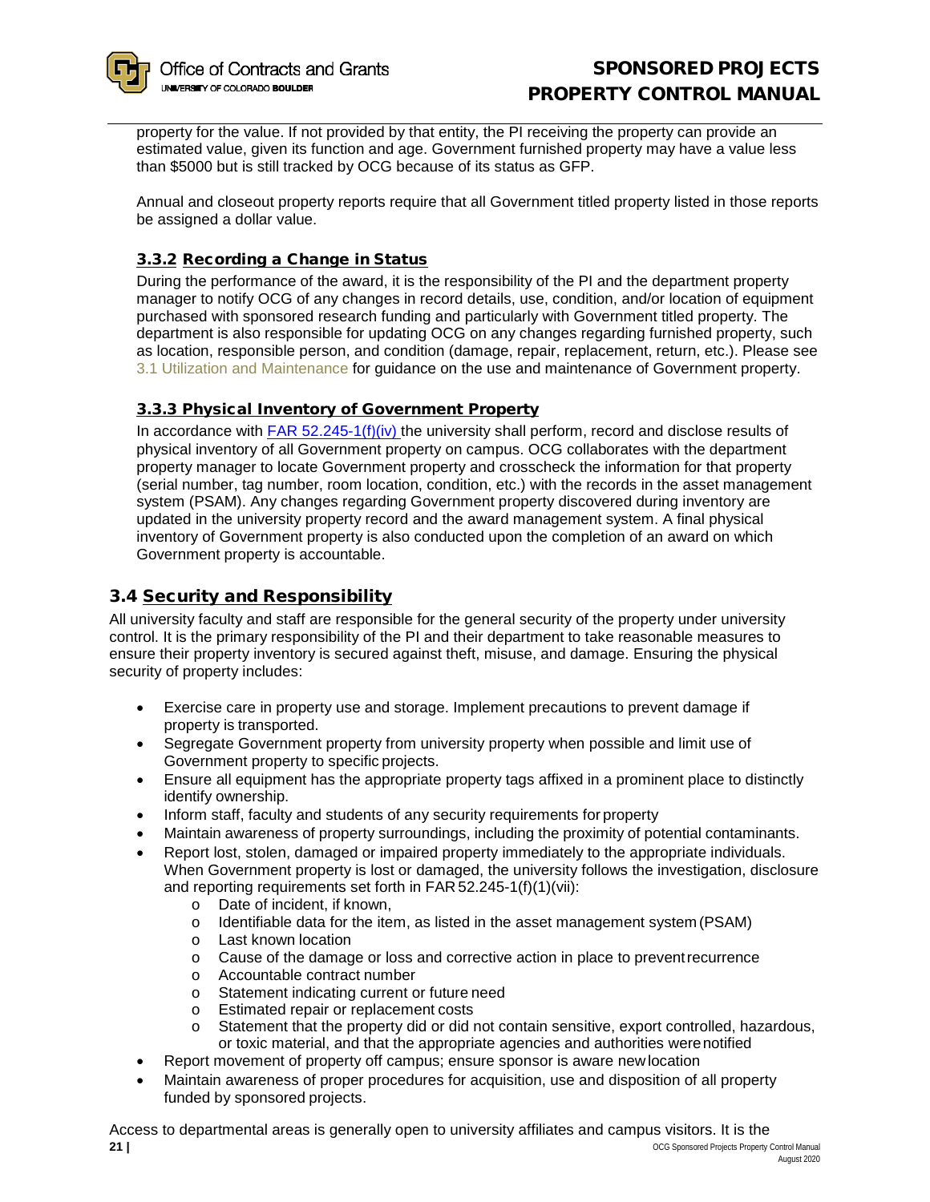property for the value. If not provided by that entity, the PI receiving the property can provide an estimated value, given its function and age. Government furnished property may have a value less than $5000 but is still tracked by OCG because of its status as GFP.

Annual and closeout property reports require that all Government titled property listed in those reports be assigned a dollar value.

### 3.3.2 Recording a Change in Status

During the performance of the award, it is the responsibility of the PI and the department property manager to notify OCG of any changes in record details, use, condition, and/or location of equipment purchased with sponsored research funding and particularly with Government titled property. The department is also responsible for updating OCG on any changes regarding furnished property, such as location, responsible person, and condition (damage, repair, replacement, return, etc.). Please see 3.1 Utilization and Maintenance for guidance on the use and maintenance of Government property.

### 3.3.3 Physical Inventory of Government Property

In accordance with FAR 52.245-1(f)(iv) the university shall perform, record and disclose results of physical inventory of all Government property on campus. OCG collaborates with the department property manager to locate Government property and crosscheck the information for that property (serial number, tag number, room location, condition, etc.) with the records in the asset management system (PSAM). Any changes regarding Government property discovered during inventory are updated in the university property record and the award management system. A final physical inventory of Government property is also conducted upon the completion of an award on which Government property is accountable.

## 3.4 Security and Responsibility

All university faculty and staff are responsible for the general security of the property under university control. It is the primary responsibility of the PI and their department to take reasonable measures to ensure their property inventory is secured against theft, misuse, and damage. Ensuring the physical security of property includes:

- Exercise care in property use and storage. Implement precautions to prevent damage if property is transported.
- Segregate Government property from university property when possible and limit use of Government property to specific projects.
- Ensure all equipment has the appropriate property tags affixed in a prominent place to distinctly identify ownership.
- Inform staff, faculty and students of any security requirements for property
- Maintain awareness of property surroundings, including the proximity of potential contaminants.
- Report lost, stolen, damaged or impaired property immediately to the appropriate individuals. When Government property is lost or damaged, the university follows the investigation, disclosure and reporting requirements set forth in FAR 52.245-1(f)(1)(vii):
    - Date of incident, if known,
    - Identifiable data for the item, as listed in the asset management system (PSAM)
    - Last known location
    - Cause of the damage or loss and corrective action in place to prevent recurrence
    - Accountable contract number
    - Statement indicating current or future need
    - Estimated repair or replacement costs
    - Statement that the property did or did not contain sensitive, export controlled, hazardous, or toxic material, and that the appropriate agencies and authorities were notified
- Report movement of property off campus; ensure sponsor is aware new location
- Maintain awareness of proper procedures for acquisition, use and disposition of all property funded by sponsored projects.

Access to departmental areas is generally open to university affiliates and campus visitors. It is the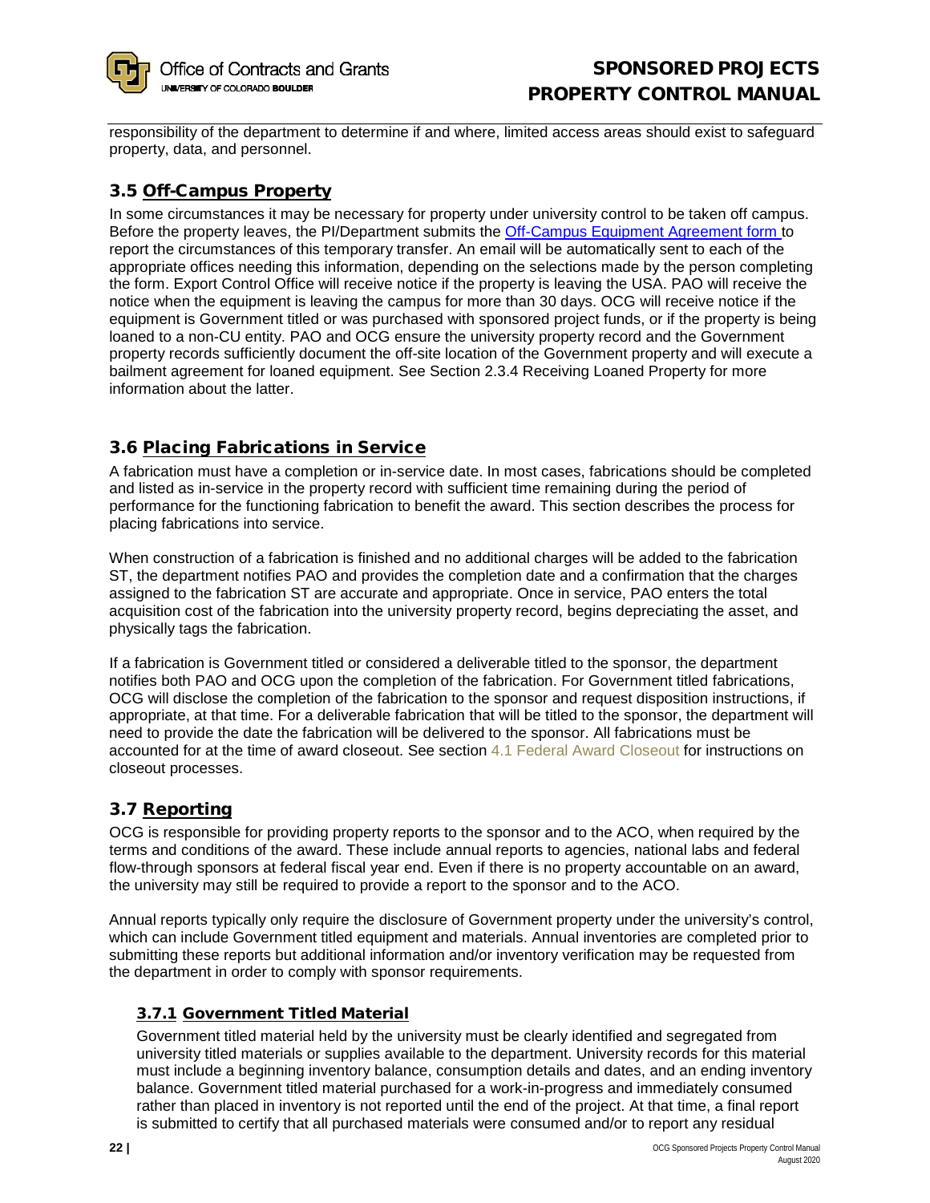responsibility of the department to determine if and where, limited access areas should exist to safeguard property, data, and personnel.

## 3.5 Off-Campus Property

In some circumstances it may be necessary for property under university control to be taken off campus. Before the property leaves, the PI/Department submits the [Off-Campus Equipment Agreement form](#) to report the circumstances of this temporary transfer. An email will be automatically sent to each of the appropriate offices needing this information, depending on the selections made by the person completing the form. Export Control Office will receive notice if the property is leaving the USA. PAO will receive the notice when the equipment is leaving the campus for more than 30 days. OCG will receive notice if the equipment is Government titled or was purchased with sponsored project funds, or if the property is being loaned to a non-CU entity. PAO and OCG ensure the university property record and the Government property records sufficiently document the off-site location of the Government property and will execute a bailment agreement for loaned equipment. See Section 2.3.4 Receiving Loaned Property for more information about the latter.

## 3.6 Placing Fabrications in Service

A fabrication must have a completion or in-service date. In most cases, fabrications should be completed and listed as in-service in the property record with sufficient time remaining during the period of performance for the functioning fabrication to benefit the award. This section describes the process for placing fabrications into service.

When construction of a fabrication is finished and no additional charges will be added to the fabrication ST, the department notifies PAO and provides the completion date and a confirmation that the charges assigned to the fabrication ST are accurate and appropriate. Once in service, PAO enters the total acquisition cost of the fabrication into the university property record, begins depreciating the asset, and physically tags the fabrication.

If a fabrication is Government titled or considered a deliverable titled to the sponsor, the department notifies both PAO and OCG upon the completion of the fabrication. For Government titled fabrications, OCG will disclose the completion of the fabrication to the sponsor and request disposition instructions, if appropriate, at that time. For a deliverable fabrication that will be titled to the sponsor, the department will need to provide the date the fabrication will be delivered to the sponsor. All fabrications must be accounted for at the time of award closeout. See section 4.1 Federal Award Closeout for instructions on closeout processes.

## 3.7 Reporting

OCG is responsible for providing property reports to the sponsor and to the ACO, when required by the terms and conditions of the award. These include annual reports to agencies, national labs and federal flow-through sponsors at federal fiscal year end. Even if there is no property accountable on an award, the university may still be required to provide a report to the sponsor and to the ACO.

Annual reports typically only require the disclosure of Government property under the university's control, which can include Government titled equipment and materials. Annual inventories are completed prior to submitting these reports but additional information and/or inventory verification may be requested from the department in order to comply with sponsor requirements.

### 3.7.1 Government Titled Material

Government titled material held by the university must be clearly identified and segregated from university titled materials or supplies available to the department. University records for this material must include a beginning inventory balance, consumption details and dates, and an ending inventory balance. Government titled material purchased for a work-in-progress and immediately consumed rather than placed in inventory is not reported until the end of the project. At that time, a final report is submitted to certify that all purchased materials were consumed and/or to report any residual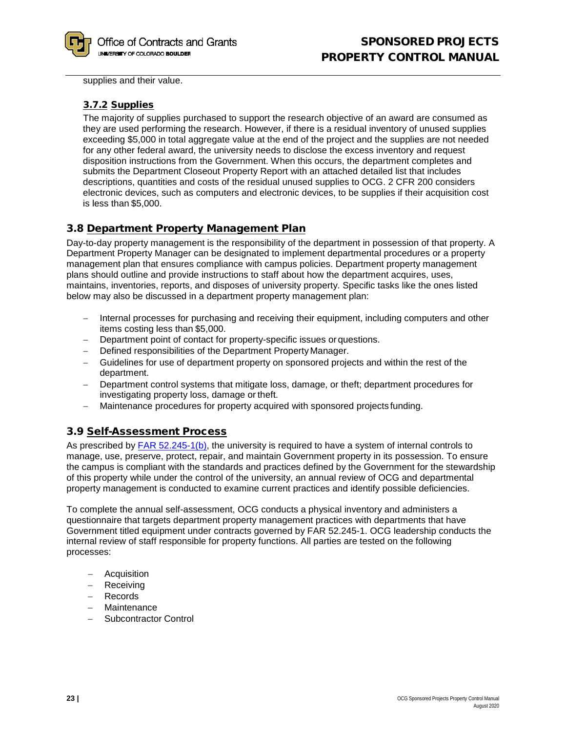supplies and their value.

### 3.7.2 Supplies

The majority of supplies purchased to support the research objective of an award are consumed as they are used performing the research. However, if there is a residual inventory of unused supplies exceeding $5,000 in total aggregate value at the end of the project and the supplies are not needed for any other federal award, the university needs to disclose the excess inventory and request disposition instructions from the Government. When this occurs, the department completes and submits the Department Closeout Property Report with an attached detailed list that includes descriptions, quantities and costs of the residual unused supplies to OCG. 2 CFR 200 considers electronic devices, such as computers and electronic devices, to be supplies if their acquisition cost is less than $5,000.

## 3.8 Department Property Management Plan

Day-to-day property management is the responsibility of the department in possession of that property. A Department Property Manager can be designated to implement departmental procedures or a property management plan that ensures compliance with campus policies. Department property management plans should outline and provide instructions to staff about how the department acquires, uses, maintains, inventories, reports, and disposes of university property. Specific tasks like the ones listed below may also be discussed in a department property management plan:

- Internal processes for purchasing and receiving their equipment, including computers and other items costing less than $5,000.
- Department point of contact for property-specific issues or questions.
- Defined responsibilities of the Department Property Manager.
- Guidelines for use of department property on sponsored projects and within the rest of the department.
- Department control systems that mitigate loss, damage, or theft; department procedures for investigating property loss, damage or theft.
- Maintenance procedures for property acquired with sponsored projects funding.

## 3.9 Self-Assessment Process

As prescribed by FAR 52.245-1(b), the university is required to have a system of internal controls to manage, use, preserve, protect, repair, and maintain Government property in its possession. To ensure the campus is compliant with the standards and practices defined by the Government for the stewardship of this property while under the control of the university, an annual review of OCG and departmental property management is conducted to examine current practices and identify possible deficiencies.

To complete the annual self-assessment, OCG conducts a physical inventory and administers a questionnaire that targets department property management practices with departments that have Government titled equipment under contracts governed by FAR 52.245-1. OCG leadership conducts the internal review of staff responsible for property functions. All parties are tested on the following processes:

- Acquisition
- Receiving
- Records
- Maintenance
- Subcontractor Control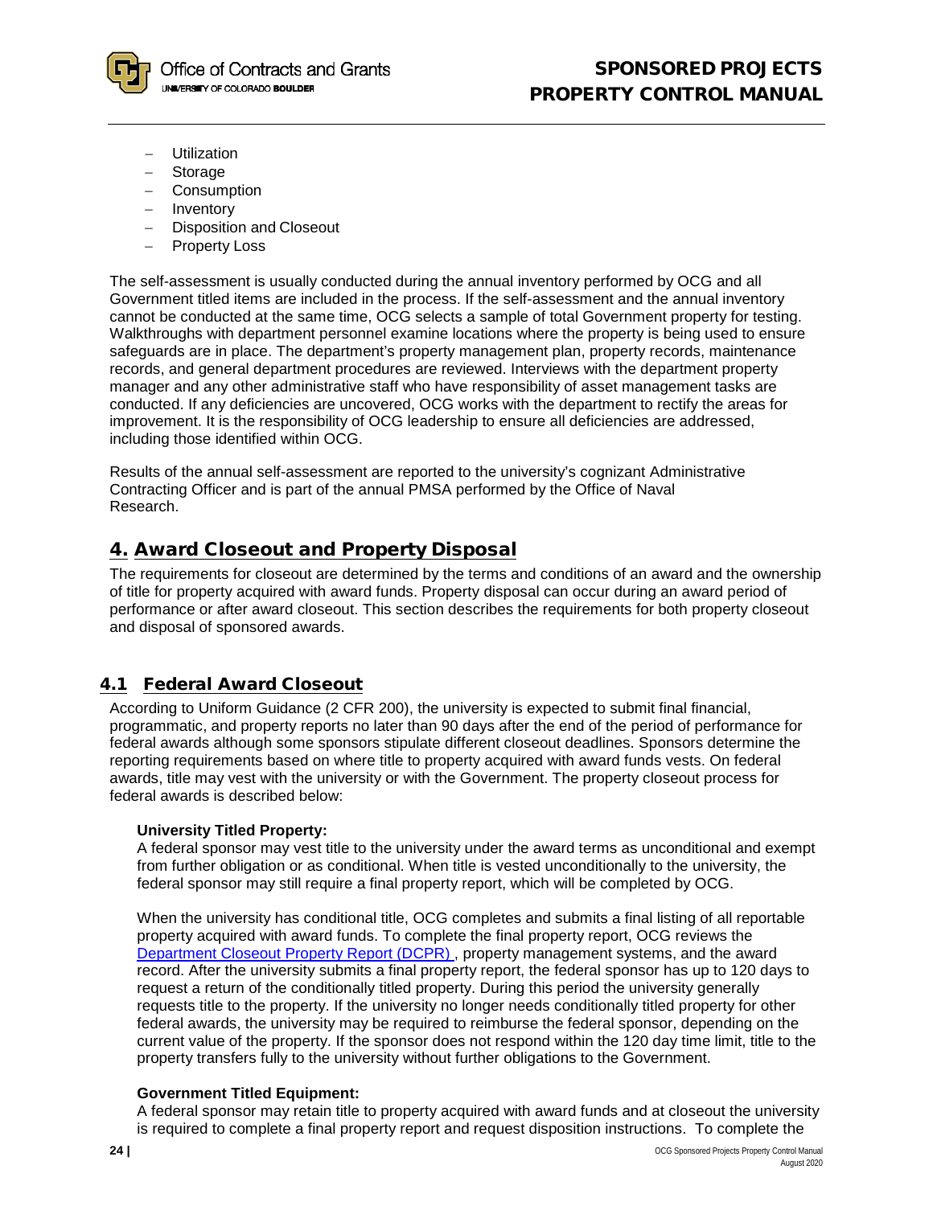- Utilization
- Storage
- Consumption
- Inventory
- Disposition and Closeout
- Property Loss

The self-assessment is usually conducted during the annual inventory performed by OCG and all Government titled items are included in the process. If the self-assessment and the annual inventory cannot be conducted at the same time, OCG selects a sample of total Government property for testing. Walkthroughs with department personnel examine locations where the property is being used to ensure safeguards are in place. The department's property management plan, property records, maintenance records, and general department procedures are reviewed. Interviews with the department property manager and any other administrative staff who have responsibility of asset management tasks are conducted. If any deficiencies are uncovered, OCG works with the department to rectify the areas for improvement. It is the responsibility of OCG leadership to ensure all deficiencies are addressed, including those identified within OCG.

Results of the annual self-assessment are reported to the university's cognizant Administrative Contracting Officer and is part of the annual PMSA performed by the Office of Naval Research.

## 4. Award Closeout and Property Disposal

The requirements for closeout are determined by the terms and conditions of an award and the ownership of title for property acquired with award funds. Property disposal can occur during an award period of performance or after award closeout. This section describes the requirements for both property closeout and disposal of sponsored awards.

### 4.1 Federal Award Closeout

According to Uniform Guidance (2 CFR 200), the university is expected to submit final financial, programmatic, and property reports no later than 90 days after the end of the period of performance for federal awards although some sponsors stipulate different closeout deadlines. Sponsors determine the reporting requirements based on where title to property acquired with award funds vests. On federal awards, title may vest with the university or with the Government. The property closeout process for federal awards is described below:

**University Titled Property:**
A federal sponsor may vest title to the university under the award terms as unconditional and exempt from further obligation or as conditional. When title is vested unconditionally to the university, the federal sponsor may still require a final property report, which will be completed by OCG.

When the university has conditional title, OCG completes and submits a final listing of all reportable property acquired with award funds. To complete the final property report, OCG reviews the Department Closeout Property Report (DCPR), property management systems, and the award record. After the university submits a final property report, the federal sponsor has up to 120 days to request a return of the conditionally titled property. During this period the university generally requests title to the property. If the university no longer needs conditionally titled property for other federal awards, the university may be required to reimburse the federal sponsor, depending on the current value of the property. If the sponsor does not respond within the 120 day time limit, title to the property transfers fully to the university without further obligations to the Government.

**Government Titled Equipment:**
A federal sponsor may retain title to property acquired with award funds and at closeout the university is required to complete a final property report and request disposition instructions. To complete the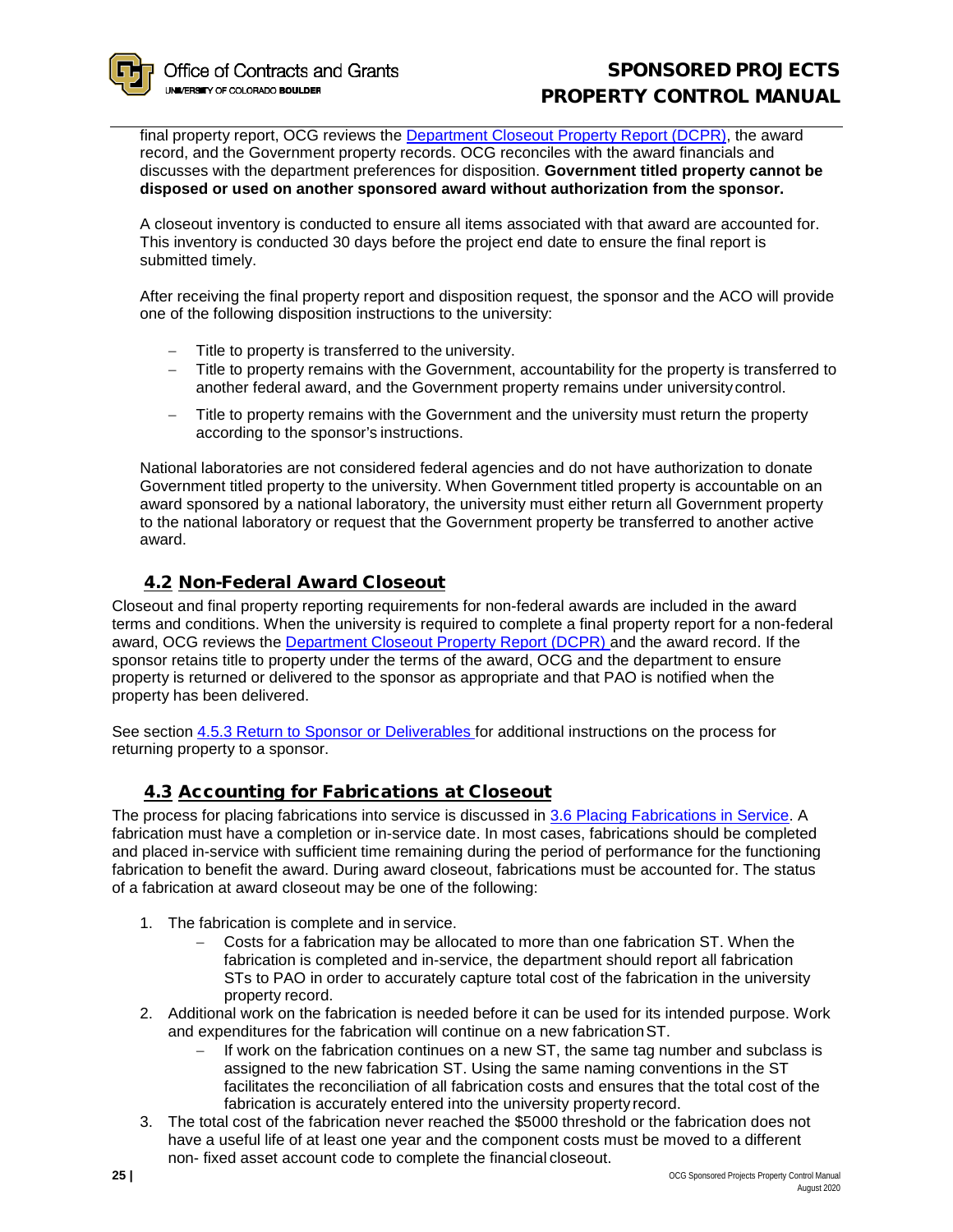final property report, OCG reviews the [Department Closeout Property Report (DCPR)](), the award record, and the Government property records. OCG reconciles with the award financials and discusses with the department preferences for disposition. **Government titled property cannot be disposed or used on another sponsored award without authorization from the sponsor.**

A closeout inventory is conducted to ensure all items associated with that award are accounted for. This inventory is conducted 30 days before the project end date to ensure the final report is submitted timely.

After receiving the final property report and disposition request, the sponsor and the ACO will provide one of the following disposition instructions to the university:

- Title to property is transferred to the university.
- Title to property remains with the Government, accountability for the property is transferred to another federal award, and the Government property remains under university control.
- Title to property remains with the Government and the university must return the property according to the sponsor's instructions.

National laboratories are not considered federal agencies and do not have authorization to donate Government titled property to the university. When Government titled property is accountable on an award sponsored by a national laboratory, the university must either return all Government property to the national laboratory or request that the Government property be transferred to another active award.

## 4.2 Non-Federal Award Closeout

Closeout and final property reporting requirements for non-federal awards are included in the award terms and conditions. When the university is required to complete a final property report for a non-federal award, OCG reviews the Department Closeout Property Report (DCPR) and the award record. If the sponsor retains title to property under the terms of the award, OCG and the department to ensure property is returned or delivered to the sponsor as appropriate and that PAO is notified when the property has been delivered.

See section 4.5.3 Return to Sponsor or Deliverables for additional instructions on the process for returning property to a sponsor.

## 4.3 Accounting for Fabrications at Closeout

The process for placing fabrications into service is discussed in 3.6 Placing Fabrications in Service. A fabrication must have a completion or in-service date. In most cases, fabrications should be completed and placed in-service with sufficient time remaining during the period of performance for the functioning fabrication to benefit the award. During award closeout, fabrications must be accounted for. The status of a fabrication at award closeout may be one of the following:

1. The fabrication is complete and in service.
   - Costs for a fabrication may be allocated to more than one fabrication ST. When the fabrication is completed and in-service, the department should report all fabrication STs to PAO in order to accurately capture total cost of the fabrication in the university property record.
2. Additional work on the fabrication is needed before it can be used for its intended purpose. Work and expenditures for the fabrication will continue on a new fabrication ST.
   - If work on the fabrication continues on a new ST, the same tag number and subclass is assigned to the new fabrication ST. Using the same naming conventions in the ST facilitates the reconciliation of all fabrication costs and ensures that the total cost of the fabrication is accurately entered into the university property record.
3. The total cost of the fabrication never reached the $5000 threshold or the fabrication does not have a useful life of at least one year and the component costs must be moved to a different non- fixed asset account code to complete the financial closeout.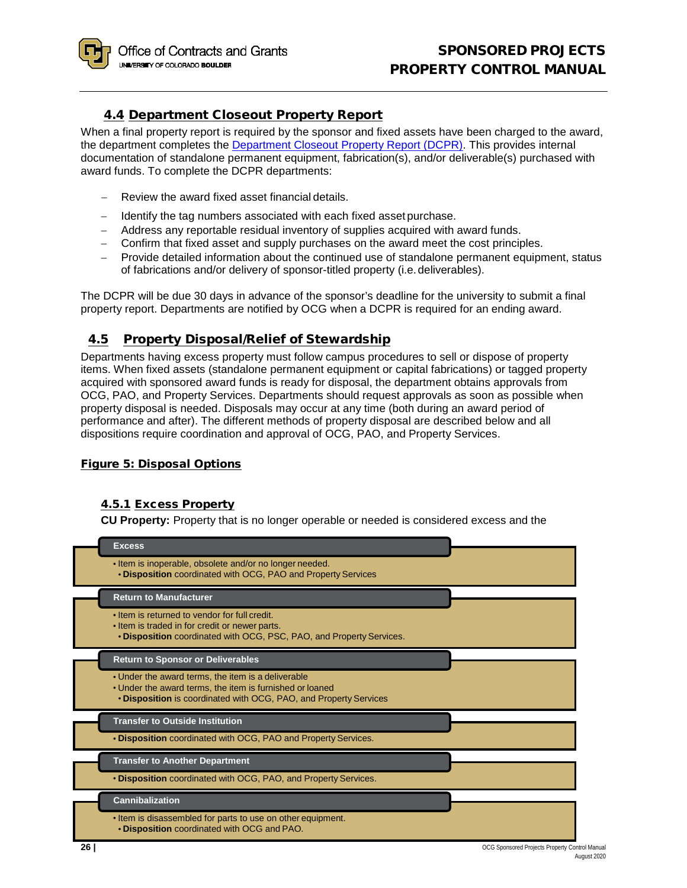## 4.4 Department Closeout Property Report

When a final property report is required by the sponsor and fixed assets have been charged to the award, the department completes the [Department Closeout Property Report (DCPR)](). This provides internal documentation of standalone permanent equipment, fabrication(s), and/or deliverable(s) purchased with award funds. To complete the DCPR departments:

- Review the award fixed asset financial details.
- Identify the tag numbers associated with each fixed asset purchase.
- Address any reportable residual inventory of supplies acquired with award funds.
- Confirm that fixed asset and supply purchases on the award meet the cost principles.
- Provide detailed information about the continued use of standalone permanent equipment, status of fabrications and/or delivery of sponsor-titled property (i.e. deliverables).

The DCPR will be due 30 days in advance of the sponsor's deadline for the university to submit a final property report. Departments are notified by OCG when a DCPR is required for an ending award.

## 4.5 Property Disposal/Relief of Stewardship

Departments having excess property must follow campus procedures to sell or dispose of property items. When fixed assets (standalone permanent equipment or capital fabrications) or tagged property acquired with sponsored award funds is ready for disposal, the department obtains approvals from OCG, PAO, and Property Services. Departments should request approvals as soon as possible when property disposal is needed. Disposals may occur at any time (both during an award period of performance and after). The different methods of property disposal are described below and all dispositions require coordination and approval of OCG, PAO, and Property Services.

**Figure 5: Disposal Options**

**Excess**
- Item is inoperable, obsolete and/or no longer needed.
  - **Disposition** coordinated with OCG, PAO and Property Services

**Return to Manufacturer**
- Item is returned to vendor for full credit.
- Item is traded in for credit or newer parts.
  - **Disposition** coordinated with OCG, PSC, PAO, and Property Services.

**Return to Sponsor or Deliverables**
- Under the award terms, the item is a deliverable
- Under the award terms, the item is furnished or loaned
  - **Disposition** is coordinated with OCG, PAO, and Property Services

**Transfer to Outside Institution**
- **Disposition** coordinated with OCG, PAO and Property Services.

**Transfer to Another Department**
- **Disposition** coordinated with OCG, PAO, and Property Services.

**Cannibalization**
- Item is disassembled for parts to use on other equipment.
  - **Disposition** coordinated with OCG and PAO.

### 4.5.1 Excess Property

**CU Property:** Property that is no longer operable or needed is considered excess and the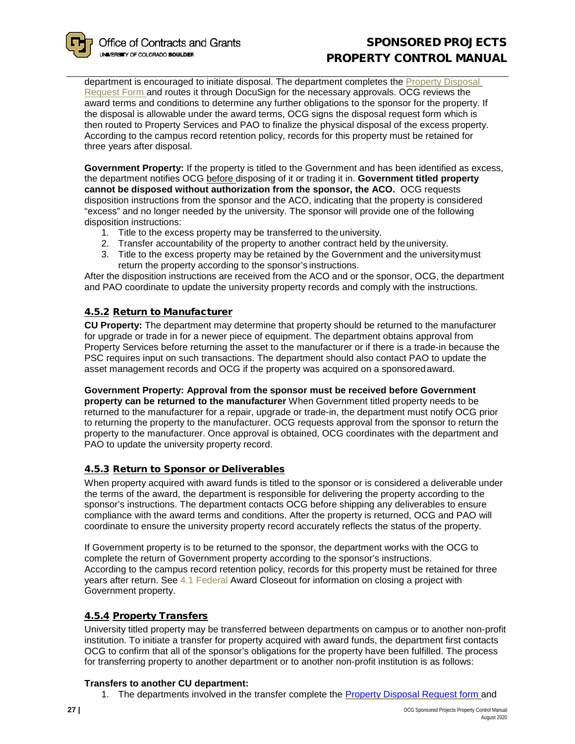department is encouraged to initiate disposal. The department completes the Property Disposal Request Form and routes it through DocuSign for the necessary approvals. OCG reviews the award terms and conditions to determine any further obligations to the sponsor for the property. If the disposal is allowable under the award terms, OCG signs the disposal request form which is then routed to Property Services and PAO to finalize the physical disposal of the excess property. According to the campus record retention policy, records for this property must be retained for three years after disposal.

**Government Property:** If the property is titled to the Government and has been identified as excess, the department notifies OCG before disposing of it or trading it in. **Government titled property cannot be disposed without authorization from the sponsor, the ACO.** OCG requests disposition instructions from the sponsor and the ACO, indicating that the property is considered "excess" and no longer needed by the university. The sponsor will provide one of the following disposition instructions:

1. Title to the excess property may be transferred to the university.
2. Transfer accountability of the property to another contract held by the university.
3. Title to the excess property may be retained by the Government and the university must return the property according to the sponsor's instructions.

After the disposition instructions are received from the ACO and the sponsor, OCG, the department and PAO coordinate to update the university property records and comply with the instructions.

### 4.5.2 Return to Manufacturer

**CU Property:** The department may determine that property should be returned to the manufacturer for upgrade or trade in for a newer piece of equipment. The department obtains approval from Property Services before returning the asset to the manufacturer or if there is a trade-in because the PSC requires input on such transactions. The department should also contact PAO to update the asset management records and OCG if the property was acquired on a sponsored award.

**Government Property: Approval from the sponsor must be received before Government property can be returned to the manufacturer** When Government titled property needs to be returned to the manufacturer for a repair, upgrade or trade-in, the department must notify OCG prior to returning the property to the manufacturer. OCG requests approval from the sponsor to return the property to the manufacturer. Once approval is obtained, OCG coordinates with the department and PAO to update the university property record.

### 4.5.3 Return to Sponsor or Deliverables

When property acquired with award funds is titled to the sponsor or is considered a deliverable under the terms of the award, the department is responsible for delivering the property according to the sponsor's instructions. The department contacts OCG before shipping any deliverables to ensure compliance with the award terms and conditions. After the property is returned, OCG and PAO will coordinate to ensure the university property record accurately reflects the status of the property.

If Government property is to be returned to the sponsor, the department works with the OCG to complete the return of Government property according to the sponsor's instructions. According to the campus record retention policy, records for this property must be retained for three years after return. See 4.1 Federal Award Closeout for information on closing a project with Government property.

### 4.5.4 Property Transfers

University titled property may be transferred between departments on campus or to another non-profit institution. To initiate a transfer for property acquired with award funds, the department first contacts OCG to confirm that all of the sponsor's obligations for the property have been fulfilled. The process for transferring property to another department or to another non-profit institution is as follows:

**Transfers to another CU department:**

1. The departments involved in the transfer complete the Property Disposal Request form and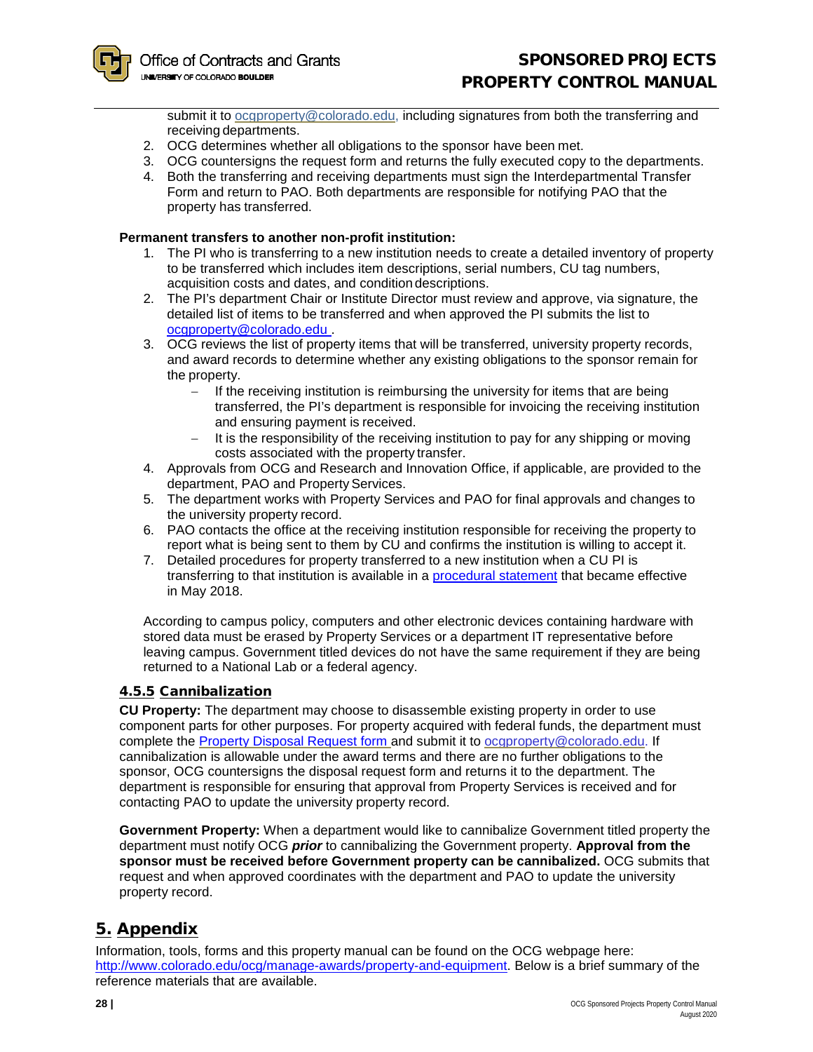submit it to ocgproperty@colorado.edu, including signatures from both the transferring and receiving departments.

2. OCG determines whether all obligations to the sponsor have been met.
3. OCG countersigns the request form and returns the fully executed copy to the departments.
4. Both the transferring and receiving departments must sign the Interdepartmental Transfer Form and return to PAO. Both departments are responsible for notifying PAO that the property has transferred.

**Permanent transfers to another non-profit institution:**

1. The PI who is transferring to a new institution needs to create a detailed inventory of property to be transferred which includes item descriptions, serial numbers, CU tag numbers, acquisition costs and dates, and condition descriptions.
2. The PI's department Chair or Institute Director must review and approve, via signature, the detailed list of items to be transferred and when approved the PI submits the list to ocgproperty@colorado.edu .
3. OCG reviews the list of property items that will be transferred, university property records, and award records to determine whether any existing obligations to the sponsor remain for the property.
   - If the receiving institution is reimbursing the university for items that are being transferred, the PI's department is responsible for invoicing the receiving institution and ensuring payment is received.
   - It is the responsibility of the receiving institution to pay for any shipping or moving costs associated with the property transfer.
4. Approvals from OCG and Research and Innovation Office, if applicable, are provided to the department, PAO and Property Services.
5. The department works with Property Services and PAO for final approvals and changes to the university property record.
6. PAO contacts the office at the receiving institution responsible for receiving the property to report what is being sent to them by CU and confirms the institution is willing to accept it.
7. Detailed procedures for property transferred to a new institution when a CU PI is transferring to that institution is available in a procedural statement that became effective in May 2018.

According to campus policy, computers and other electronic devices containing hardware with stored data must be erased by Property Services or a department IT representative before leaving campus. Government titled devices do not have the same requirement if they are being returned to a National Lab or a federal agency.

### 4.5.5 Cannibalization

**CU Property:** The department may choose to disassemble existing property in order to use component parts for other purposes. For property acquired with federal funds, the department must complete the Property Disposal Request form and submit it to ocgproperty@colorado.edu. If cannibalization is allowable under the award terms and there are no further obligations to the sponsor, OCG countersigns the disposal request form and returns it to the department. The department is responsible for ensuring that approval from Property Services is received and for contacting PAO to update the university property record.

**Government Property:** When a department would like to cannibalize Government titled property the department must notify OCG ***prior*** to cannibalizing the Government property. **Approval from the sponsor must be received before Government property can be cannibalized.** OCG submits that request and when approved coordinates with the department and PAO to update the university property record.

## 5. Appendix

Information, tools, forms and this property manual can be found on the OCG webpage here: http://www.colorado.edu/ocg/manage-awards/property-and-equipment. Below is a brief summary of the reference materials that are available.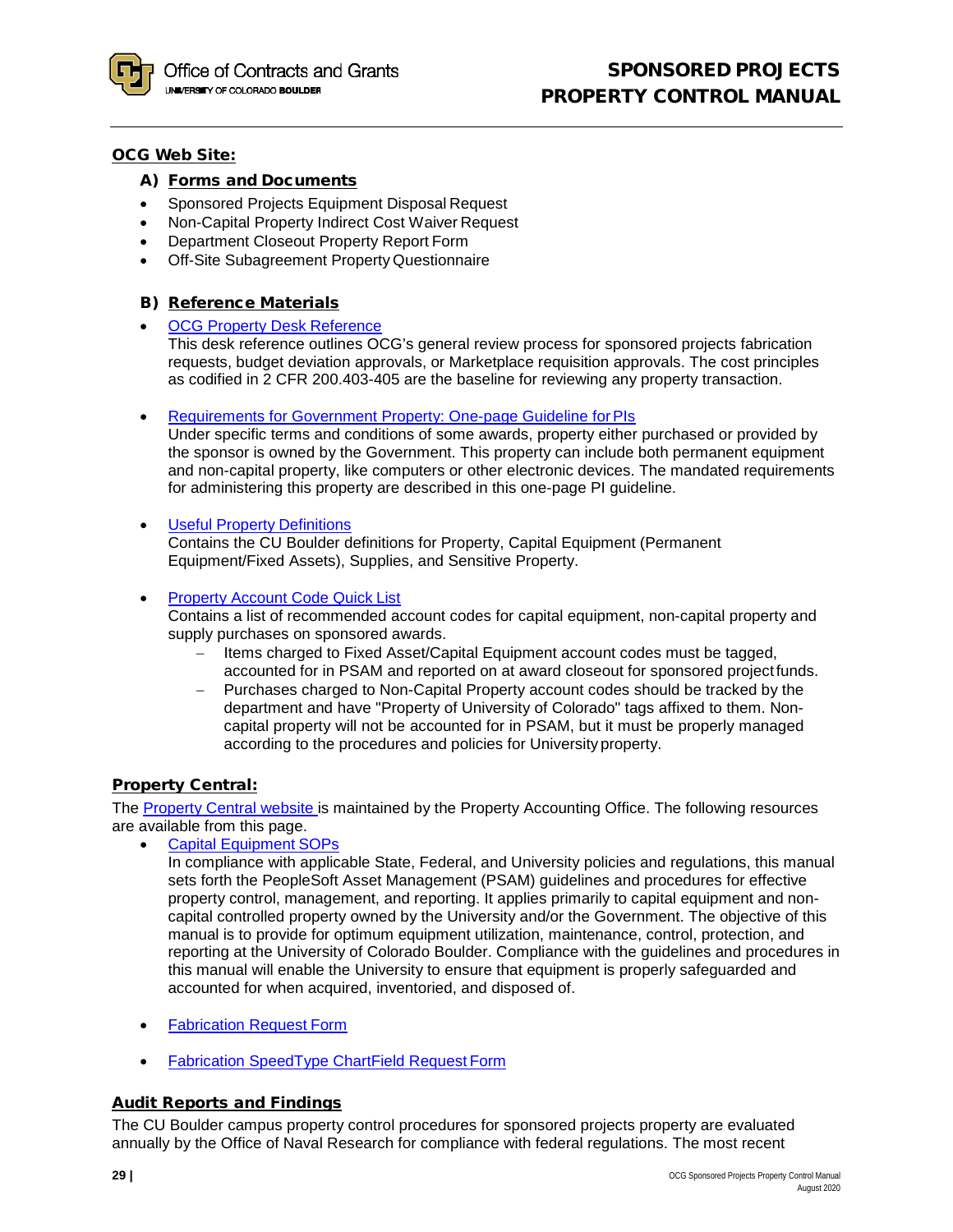## OCG Web Site:

### A) Forms and Documents

- Sponsored Projects Equipment Disposal Request
- Non-Capital Property Indirect Cost Waiver Request
- Department Closeout Property Report Form
- Off-Site Subagreement Property Questionnaire

### B) Reference Materials

- OCG Property Desk Reference
  This desk reference outlines OCG's general review process for sponsored projects fabrication requests, budget deviation approvals, or Marketplace requisition approvals. The cost principles as codified in 2 CFR 200.403-405 are the baseline for reviewing any property transaction.

- Requirements for Government Property: One-page Guideline for PIs
  Under specific terms and conditions of some awards, property either purchased or provided by the sponsor is owned by the Government. This property can include both permanent equipment and non-capital property, like computers or other electronic devices. The mandated requirements for administering this property are described in this one-page PI guideline.

- Useful Property Definitions
  Contains the CU Boulder definitions for Property, Capital Equipment (Permanent Equipment/Fixed Assets), Supplies, and Sensitive Property.

- Property Account Code Quick List
  Contains a list of recommended account codes for capital equipment, non-capital property and supply purchases on sponsored awards.
  - Items charged to Fixed Asset/Capital Equipment account codes must be tagged, accounted for in PSAM and reported on at award closeout for sponsored project funds.
  - Purchases charged to Non-Capital Property account codes should be tracked by the department and have "Property of University of Colorado" tags affixed to them. Non-capital property will not be accounted for in PSAM, but it must be properly managed according to the procedures and policies for University property.

## Property Central:

The Property Central website is maintained by the Property Accounting Office. The following resources are available from this page.

- Capital Equipment SOPs
  In compliance with applicable State, Federal, and University policies and regulations, this manual sets forth the PeopleSoft Asset Management (PSAM) guidelines and procedures for effective property control, management, and reporting. It applies primarily to capital equipment and non-capital controlled property owned by the University and/or the Government. The objective of this manual is to provide for optimum equipment utilization, maintenance, control, protection, and reporting at the University of Colorado Boulder. Compliance with the guidelines and procedures in this manual will enable the University to ensure that equipment is properly safeguarded and accounted for when acquired, inventoried, and disposed of.

- Fabrication Request Form

- Fabrication SpeedType ChartField Request Form

## Audit Reports and Findings

The CU Boulder campus property control procedures for sponsored projects property are evaluated annually by the Office of Naval Research for compliance with federal regulations. The most recent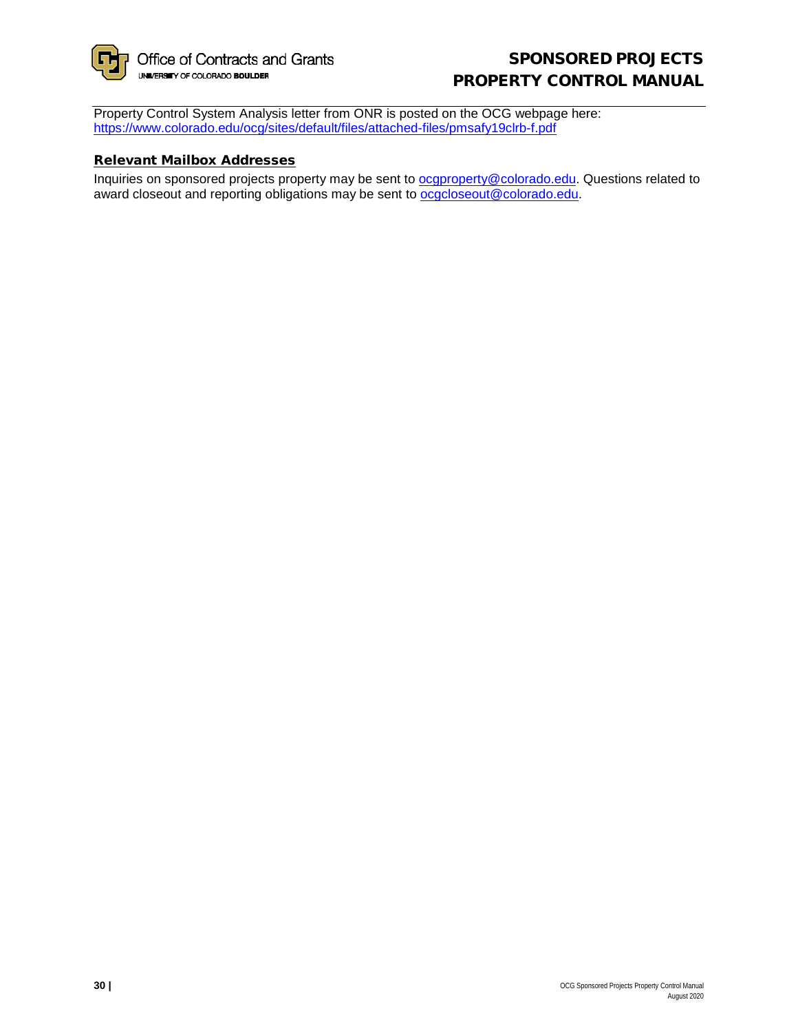Property Control System Analysis letter from ONR is posted on the OCG webpage here:
https://www.colorado.edu/ocg/sites/default/files/attached-files/pmsafy19clrb-f.pdf

## Relevant Mailbox Addresses

Inquiries on sponsored projects property may be sent to ocgproperty@colorado.edu. Questions related to award closeout and reporting obligations may be sent to ocgcloseout@colorado.edu.